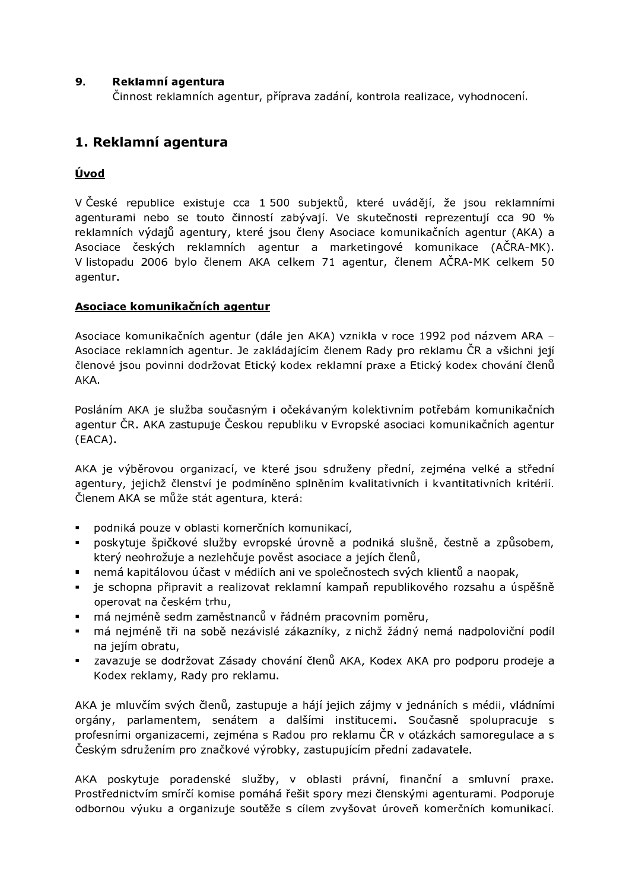**9. Reklamní agentura**

Činnost reklamních agentur, příprava zadání, kontrola realizace, vyhodnocení.

# 1. Reklamní agentura

## Úvod

V České republice existuje cca 1 500 subjektů, které uvádějí, že jsou reklamními agenturami nebo se touto činností zabývají. Ve skutečnosti reprezentují cca 90 % reklamních výdajů agentury, které jsou členy Asociace komunikačních agentur (AKA) a Asociace českých reklamních agentur a marketingové komunikace (AČRA-MK). V listopadu 2006 bylo členem AKA celkem 71 agentur, členem AČRA-MK celkem 50 agentur.

## Asociace komunikačních agentur

Asociace komunikačních agentur (dále jen AKA) vznikla v roce 1992 pod názvem ARA – Asociace reklamních agentur. Je zakládajícím členem Rady pro reklamu ČR a všichni její členové jsou povinni dodržovat Etický kodex reklamní praxe a Etický kodex chování členů AKA.

Posláním AKA je služba současným i očekávaným kolektivním potřebám komunikačních agentur ČR. AKA zastupuje Českou republiku v Evropské asociaci komunikačních agentur (EACA).

AKA je výběrovou organizací, ve které jsou sdruženy přední, zejména velké a střední agentury, jejichž členství je podmíněno splněním kvalitativních i kvantitativních kritérií. Členem AKA se může stát agentura, která:

- podniká pouze v oblasti komerčních komunikací,
- poskytuje špičkové služby evropské úrovně a podniká slušně, čestně a způsobem, který neohrožuje a nezlehčuje pověst asociace a jejích členů,
- nemá kapitálovou účast v médiích ani ve společnostech svých klientů a naopak,
- je schopna připravit a realizovat reklamní kampaň republikového rozsahu a úspěšně operovat na českém trhu,
- má nejméně sedm zaměstnanců v řádném pracovním poměru,
- má nejméně tři na sobě nezávislé zákazníky, z nichž žádný nemá nadpoloviční podíl na jejím obratu,
- zavazuje se dodržovat Zásady chování členů AKA, Kodex AKA pro podporu prodeje a Kodex reklamy, Rady pro reklamu.

AKA je mluvčím svých členů, zastupuje a hájí jejich zájmy v jednáních s médii, vládními orgány, parlamentem, senátem a dalšími institucemi. Současně spolupracuje s profesními organizacemi, zejména s Radou pro reklamu ČR v otázkách samoregulace a s Českým sdružením pro značkové výrobky, zastupujícím přední zadavatele.

AKA poskytuje poradenské služby, v oblasti právní, finanční a smluvní praxe. Prostřednictvím smírčí komise pomáhá řešit spory mezi členskými agenturami. Podporuje odbornou výuku a organizuje soutěže s cílem zvyšovat úroveň komerčních komunikací.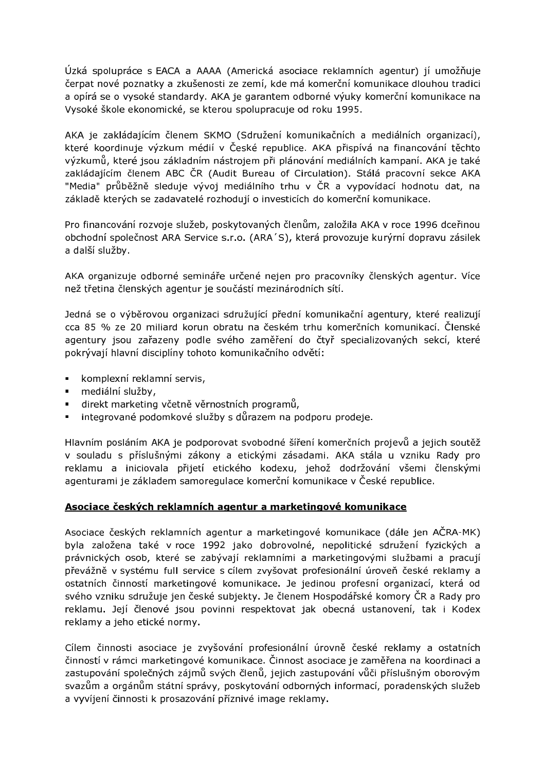Úzká spolupráce s EACA a AAAA (Americká asociace reklamních agentur) jí umožňuje čerpat nové poznatky a zkušenosti ze zemí, kde má komerční komunikace dlouhou tradici a opírá se o vysoké standardy. AKA je garantem odborné výuky komerční komunikace na Vysoké škole ekonomické, se kterou spolupracuje od roku 1995.

AKA je zakládajícím členem SKMO (Sdružení komunikačních a mediálních organizací), které koordinuje výzkum médií v České republice. AKA přispívá na financování těchto výzkumů, které jsou základním nástrojem při plánování mediálních kampaní. AKA je také zakládajícím členem ABC ČR (Audit Bureau of Circulation). Stálá pracovní sekce AKA "Media" průběžně sleduje vývoj mediálního trhu v ČR a vypovídací hodnotu dat, na základě kterých se zadavatelé rozhodují o investicích do komerční komunikace.

Pro financování rozvoje služeb, poskytovaných členům, založila AKA v roce 1996 dceřinou obchodní společnost ARA Service s.r.o. (ARA´S), která provozuje kurýrní dopravu zásilek a další služby.

AKA organizuje odborné semináře určené nejen pro pracovníky členských agentur. Více než třetina členských agentur je součástí mezinárodních sítí.

Jedná se o výběrovou organizaci sdružující přední komunikační agentury, které realizují cca 85 % ze 20 miliard korun obratu na českém trhu komerčních komunikací. Členské agentury jsou zařazeny podle svého zaměření do čtyř specializovaných sekcí, které pokrývají hlavní disciplíny tohoto komunikačního odvětí:

- komplexní reklamní servis,
- mediální služby,
- direkt marketing včetně věrnostních programů,
- integrované podomkové služby s důrazem na podporu prodeje.

Hlavním posláním AKA je podporovat svobodné šíření komerčních projevů a jejich soutěž v souladu s příslušnými zákony a etickými zásadami. AKA stála u vzniku Rady pro reklamu a iniciovala přijetí etického kodexu, jehož dodržování všemi členskými agenturami je základem samoregulace komerční komunikace v České republice.

## Asociace českých reklamních agentur a marketingové komunikace

Asociace českých reklamních agentur a marketingové komunikace (dále jen AČRA-MK) byla založena také v roce 1992 jako dobrovolné, nepolitické sdružení fyzických a právnických osob, které se zabývají reklamními a marketingovými službami a pracují převážně v systému full service s cílem zvyšovat profesionální úroveň české reklamy a ostatních činností marketingové komunikace. Je jedinou profesní organizací, která od svého vzniku sdružuje jen české subjekty. Je členem Hospodářské komory ČR a Rady pro reklamu. Její členové jsou povinni respektovat jak obecná ustanovení, tak i Kodex reklamy a jeho etické normy.

Cílem činnosti asociace je zvyšování profesionální úrovně české reklamy a ostatních činností v rámci marketingové komunikace. Činnost asociace je zaměřena na koordinaci a zastupování společných zájmů svých členů, jejich zastupování vůči příslušným oborovým svazům a orgánům státní správy, poskytování odborných informací, poradenských služeb a vyvíjení činnosti k prosazování příznivé image reklamy.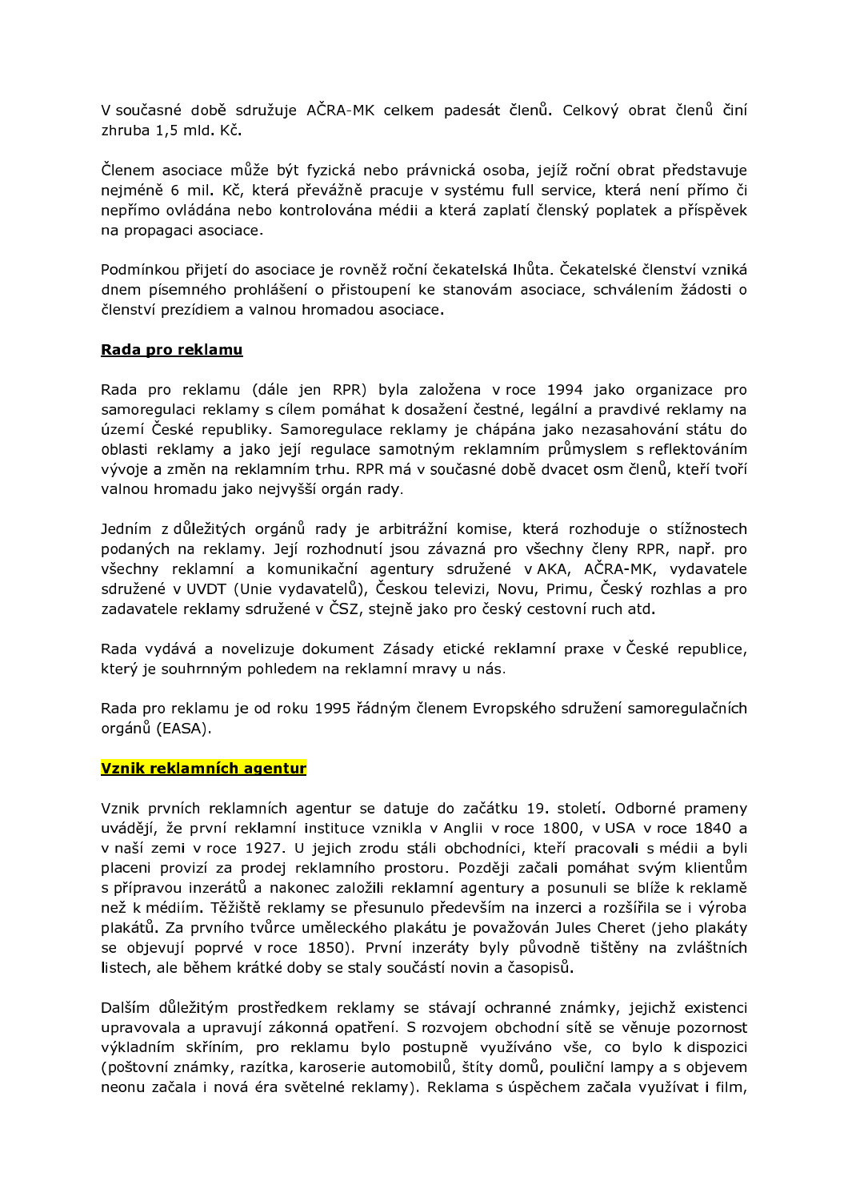V současné době sdružuje AČRA-MK celkem padesát členů. Celkový obrat členů činí zhruba 1,5 mld. Kč.

Členem asociace může být fyzická nebo právnická osoba, jejíž roční obrat představuje nejméně 6 mil. Kč, která převážně pracuje v systému full service, která není přímo či nepřímo ovládána nebo kontrolována médii a která zaplatí členský poplatek a příspěvek na propagaci asociace.

Podmínkou přijetí do asociace je rovněž roční čekatelská lhůta. Čekatelské členství vzniká dnem písemného prohlášení o přistoupení ke stanovám asociace, schválením žádosti o členství prezídiem a valnou hromadou asociace.

## Rada pro reklamu

Rada pro reklamu (dále jen RPR) byla založena v roce 1994 jako organizace pro samoregulaci reklamy s cílem pomáhat k dosažení čestné, legální a pravdivé reklamy na území České republiky. Samoregulace reklamy je chápána jako nezasahování státu do oblasti reklamy a jako její regulace samotným reklamním průmyslem s reflektováním vývoje a změn na reklamním trhu. RPR má v současné době dvacet osm členů, kteří tvoří valnou hromadu jako nejvyšší orgán rady.

Jedním z důležitých orgánů rady je arbitrážní komise, která rozhoduje o stížnostech podaných na reklamy. Její rozhodnutí jsou závazná pro všechny členy RPR, např. pro všechny reklamní a komunikační agentury sdružené v AKA, AČRA-MK, vydavatele sdružené v UVDT (Unie vydavatelů), Českou televizi, Novu, Primu, Český rozhlas a pro zadavatele reklamy sdružené v ČSZ, stejně jako pro český cestovní ruch atd.

Rada vydává a novelizuje dokument Zásady etické reklamní praxe v České republice, který je souhrnným pohledem na reklamní mravy u nás.

Rada pro reklamu je od roku 1995 řádným členem Evropského sdružení samoregulačních orgánů (EASA).

## Vznik reklamních agentur

Vznik prvních reklamních agentur se datuje do začátku 19. století. Odborné prameny uvádějí, že první reklamní instituce vznikla v Anglii v roce 1800, v USA v roce 1840 a v naší zemi v roce 1927. U jejich zrodu stáli obchodníci, kteří pracovali s médii a byli placeni provizí za prodej reklamního prostoru. Později začali pomáhat svým klientům s přípravou inzerátů a nakonec založili reklamní agentury a posunuli se blíže k reklamě než k médiím. Těžiště reklamy se přesunulo především na inzerci a rozšířila se i výroba plakátů. Za prvního tvůrce uměleckého plakátu je považován Jules Cheret (jeho plakáty se objevují poprvé v roce 1850). První inzeráty byly původně tištěny na zvláštních listech, ale během krátké doby se staly součástí novin a časopisů.

Dalším důležitým prostředkem reklamy se stávají ochranné známky, jejichž existenci upravovala a upravují zákonná opatření. S rozvojem obchodní sítě se věnuje pozornost výkladním skříním, pro reklamu bylo postupně využíváno vše, co bylo k dispozici (poštovní známky, razítka, karoserie automobilů, štíty domů, pouliční lampy a s objevem neonu začala i nová éra světelné reklamy). Reklama s úspěchem začala využívat i film,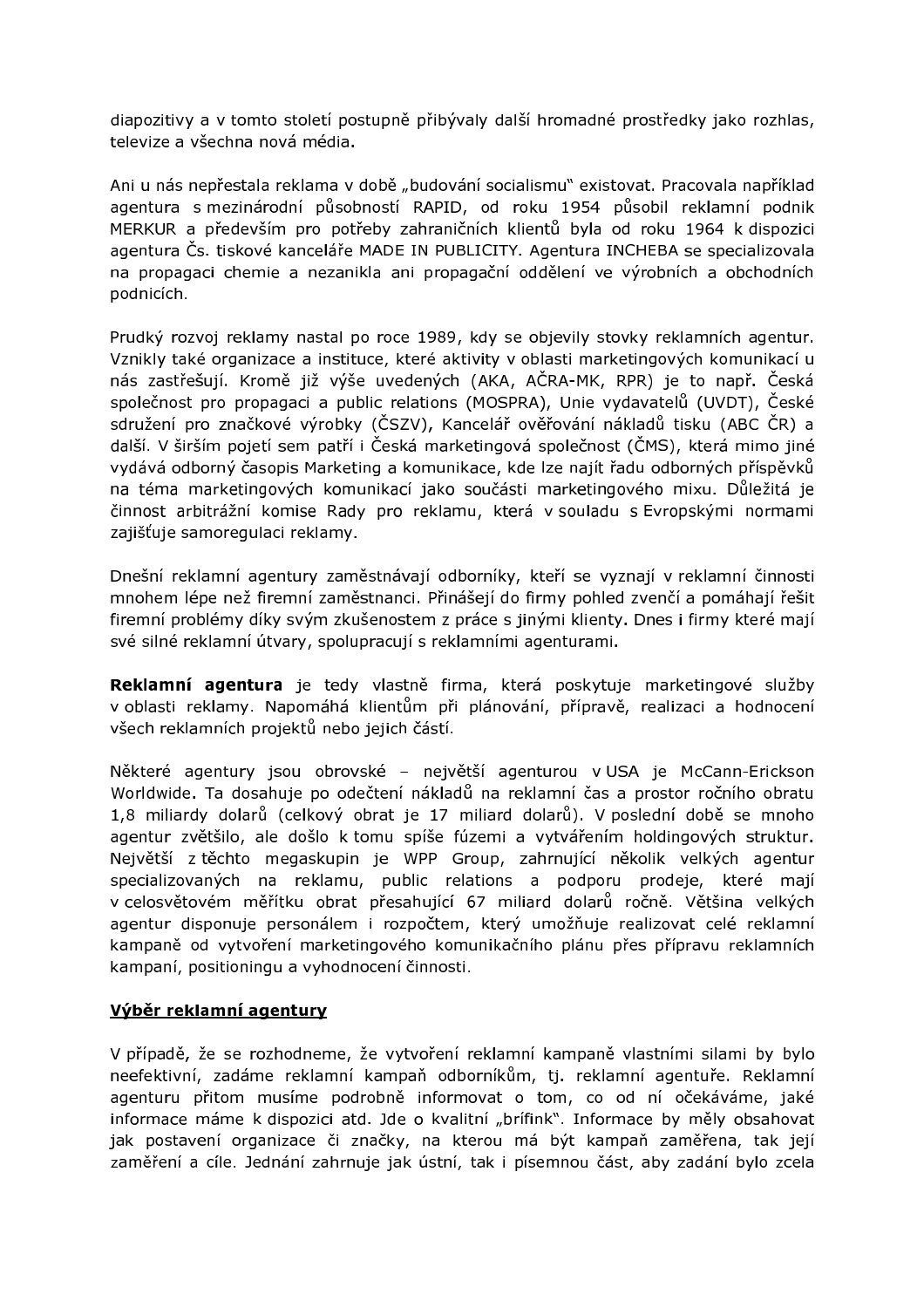diapozitivy a v tomto století postupně přibývaly další hromadné prostředky jako rozhlas, televize a všechna nová média.

Ani u nás nepřestala reklama v době „budování socialismu" existovat. Pracovala například agentura s mezinárodní působností RAPID, od roku 1954 působil reklamní podnik MERKUR a především pro potřeby zahraničních klientů byla od roku 1964 k dispozici agentura Čs. tiskové kanceláře MADE IN PUBLICITY. Agentura INCHEBA se specializovala na propagaci chemie a nezanikla ani propagační oddělení ve výrobních a obchodních podnicích.

Prudký rozvoj reklamy nastal po roce 1989, kdy se objevily stovky reklamních agentur. Vznikly také organizace a instituce, které aktivity v oblasti marketingových komunikací u nás zastřešují. Kromě již výše uvedených (AKA, AČRA-MK, RPR) je to např. Česká společnost pro propagaci a public relations (MOSPRA), Unie vydavatelů (UVDT), České sdružení pro značkové výrobky (ČSZV), Kancelář ověřování nákladů tisku (ABC ČR) a další. V širším pojetí sem patří i Česká marketingová společnost (ČMS), která mimo jiné vydává odborný časopis Marketing a komunikace, kde lze najít řadu odborných příspěvků na téma marketingových komunikací jako součásti marketingového mixu. Důležitá je činnost arbitrážní komise Rady pro reklamu, která v souladu s Evropskými normami zajišťuje samoregulaci reklamy.

Dnešní reklamní agentury zaměstnávají odborníky, kteří se vyznají v reklamní činnosti mnohem lépe než firemní zaměstnanci. Přinášejí do firmy pohled zvenčí a pomáhají řešit firemní problémy díky svým zkušenostem z práce s jinými klienty. Dnes i firmy které mají své silné reklamní útvary, spolupracují s reklamními agenturami.

**Reklamní agentura** je tedy vlastně firma, která poskytuje marketingové služby v oblasti reklamy. Napomáhá klientům při plánování, přípravě, realizaci a hodnocení všech reklamních projektů nebo jejich částí.

Některé agentury jsou obrovské – největší agenturou v USA je McCann-Erickson Worldwide. Ta dosahuje po odečtení nákladů na reklamní čas a prostor ročního obratu 1,8 miliardy dolarů (celkový obrat je 17 miliard dolarů). V poslední době se mnoho agentur zvětšilo, ale došlo k tomu spíše fúzemi a vytvářením holdingových struktur. Největší z těchto megaskupin je WPP Group, zahrnující několik velkých agentur specializovaných na reklamu, public relations a podporu prodeje, které mají v celosvětovém měřítku obrat přesahující 67 miliard dolarů ročně. Většina velkých agentur disponuje personálem i rozpočtem, který umožňuje realizovat celé reklamní kampaně od vytvoření marketingového komunikačního plánu přes přípravu reklamních kampaní, positioningu a vyhodnocení činnosti.

**<u>Výběr reklamní agentury</u>**

V případě, že se rozhodneme, že vytvoření reklamní kampaně vlastními silami by bylo neefektivní, zadáme reklamní kampaň odborníkům, tj. reklamní agentuře. Reklamní agenturu přitom musíme podrobně informovat o tom, co od ní očekáváme, jaké informace máme k dispozici atd. Jde o kvalitní „brífink". Informace by měly obsahovat jak postavení organizace či značky, na kterou má být kampaň zaměřena, tak její zaměření a cíle. Jednání zahrnuje jak ústní, tak i písemnou část, aby zadání bylo zcela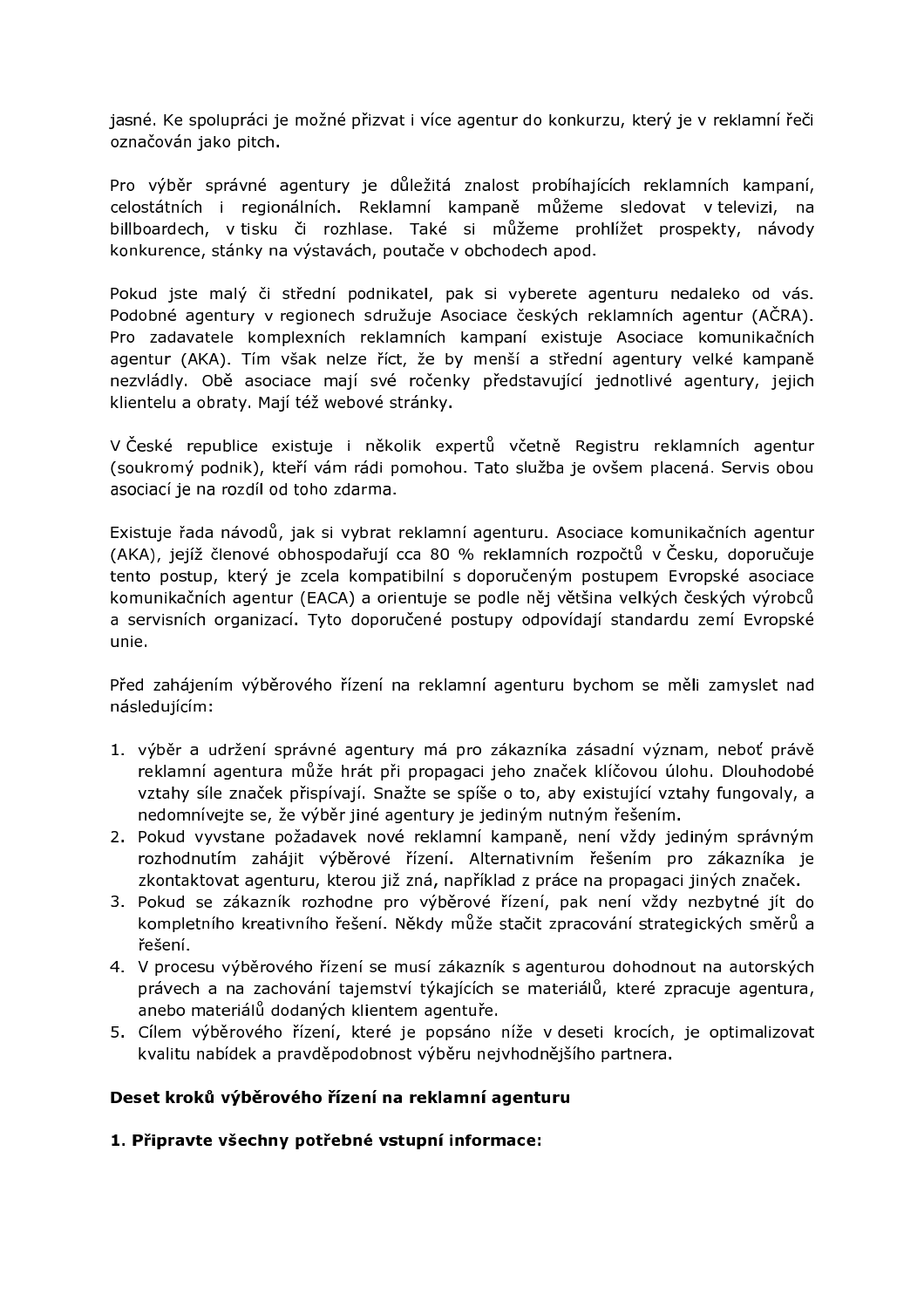jasné. Ke spolupráci je možné přizvat i více agentur do konkurzu, který je v reklamní řeči označován jako pitch.

Pro výběr správné agentury je důležitá znalost probíhajících reklamních kampaní, celostátních i regionálních. Reklamní kampaně můžeme sledovat v televizi, na billboardech, v tisku či rozhlase. Také si můžeme prohlížet prospekty, návody konkurence, stánky na výstavách, poutače v obchodech apod.

Pokud jste malý či střední podnikatel, pak si vyberete agenturu nedaleko od vás. Podobné agentury v regionech sdružuje Asociace českých reklamních agentur (AČRA). Pro zadavatele komplexních reklamních kampaní existuje Asociace komunikačních agentur (AKA). Tím však nelze říct, že by menší a střední agentury velké kampaně nezvládly. Obě asociace mají své ročenky představující jednotlivé agentury, jejich klientelu a obraty. Mají též webové stránky.

V České republice existuje i několik expertů včetně Registru reklamních agentur (soukromý podnik), kteří vám rádi pomohou. Tato služba je ovšem placená. Servis obou asociací je na rozdíl od toho zdarma.

Existuje řada návodů, jak si vybrat reklamní agenturu. Asociace komunikačních agentur (AKA), jejíž členové obhospodařují cca 80 % reklamních rozpočtů v Česku, doporučuje tento postup, který je zcela kompatibilní s doporučeným postupem Evropské asociace komunikačních agentur (EACA) a orientuje se podle něj většina velkých českých výrobců a servisních organizací. Tyto doporučené postupy odpovídají standardu zemí Evropské unie.

Před zahájením výběrového řízení na reklamní agenturu bychom se měli zamyslet nad následujícím:

1. výběr a udržení správné agentury má pro zákazníka zásadní význam, neboť právě reklamní agentura může hrát při propagaci jeho značek klíčovou úlohu. Dlouhodobé vztahy síle značek přispívají. Snažte se spíše o to, aby existující vztahy fungovaly, a nedomnívejte se, že výběr jiné agentury je jediným nutným řešením.
2. Pokud vyvstane požadavek nové reklamní kampaně, není vždy jediným správným rozhodnutím zahájit výběrové řízení. Alternativním řešením pro zákazníka je zkontaktovat agenturu, kterou již zná, například z práce na propagaci jiných značek.
3. Pokud se zákazník rozhodne pro výběrové řízení, pak není vždy nezbytné jít do kompletního kreativního řešení. Někdy může stačit zpracování strategických směrů a řešení.
4. V procesu výběrového řízení se musí zákazník s agenturou dohodnout na autorských právech a na zachování tajemství týkajících se materiálů, které zpracuje agentura, anebo materiálů dodaných klientem agentuře.
5. Cílem výběrového řízení, které je popsáno níže v deseti krocích, je optimalizovat kvalitu nabídek a pravděpodobnost výběru nejvhodnějšího partnera.

**Deset kroků výběrového řízení na reklamní agenturu**

**1. Připravte všechny potřebné vstupní informace:**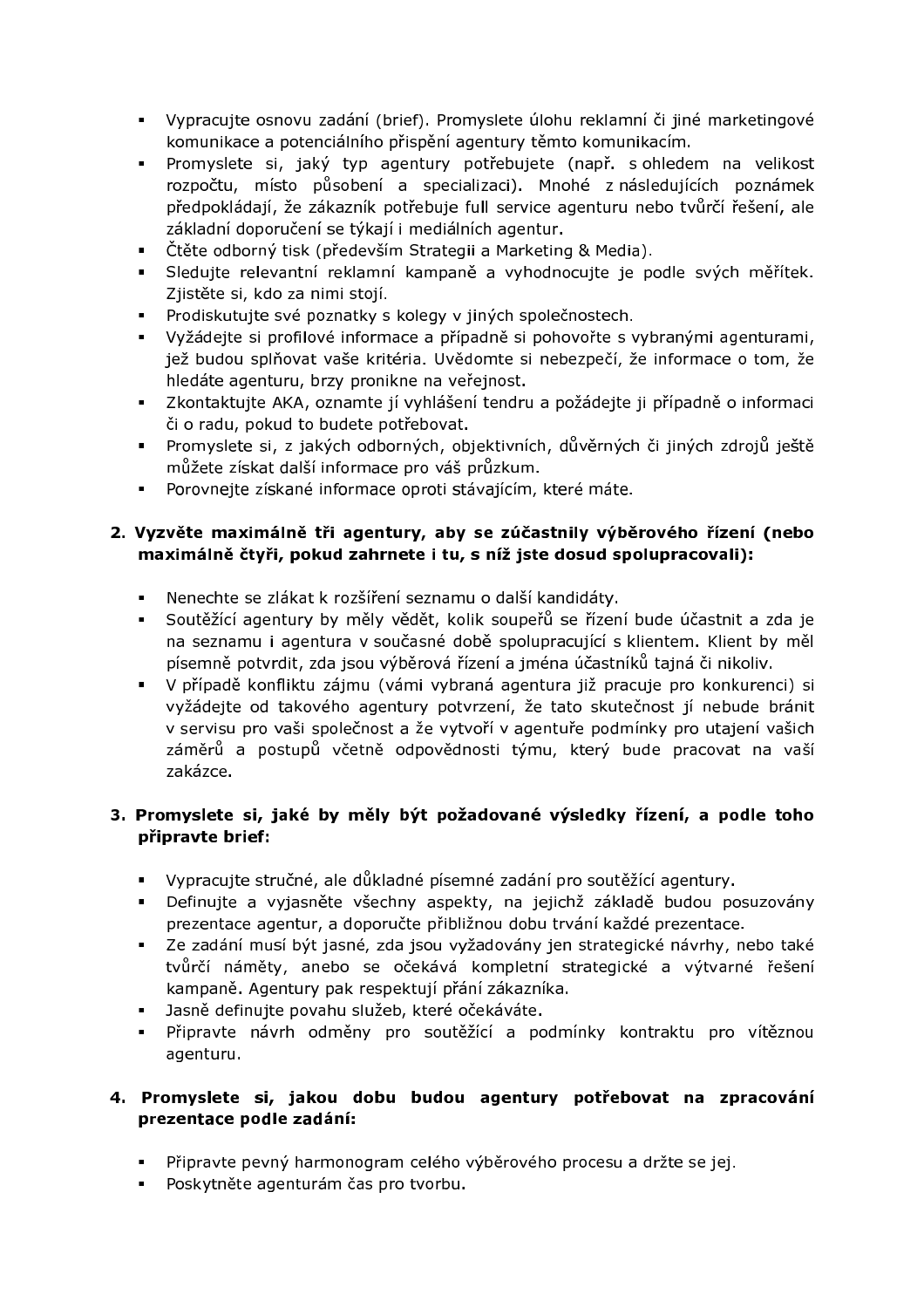- Vypracujte osnovu zadání (brief). Promyslete úlohu reklamní či jiné marketingové komunikace a potenciálního přispění agentury těmto komunikacím.
- Promyslete si, jaký typ agentury potřebujete (např. s ohledem na velikost rozpočtu, místo působení a specializaci). Mnohé z následujících poznámek předpokládají, že zákazník potřebuje full service agenturu nebo tvůrčí řešení, ale základní doporučení se týkají i mediálních agentur.
- Čtěte odborný tisk (především Strategii a Marketing & Media).
- Sledujte relevantní reklamní kampaně a vyhodnocujte je podle svých měřítek. Zjistěte si, kdo za nimi stojí.
- Prodiskutujte své poznatky s kolegy v jiných společnostech.
- Vyžádejte si profilové informace a případně si pohovořte s vybranými agenturami, jež budou splňovat vaše kritéria. Uvědomte si nebezpečí, že informace o tom, že hledáte agenturu, brzy pronikne na veřejnost.
- Zkontaktujte AKA, oznamte jí vyhlášení tendru a požádejte ji případně o informaci či o radu, pokud to budete potřebovat.
- Promyslete si, z jakých odborných, objektivních, důvěrných či jiných zdrojů ještě můžete získat další informace pro váš průzkum.
- Porovnejte získané informace oproti stávajícím, které máte.

**2. Vyzvěte maximálně tři agentury, aby se zúčastnily výběrového řízení (nebo maximálně čtyři, pokud zahrnete i tu, s níž jste dosud spolupracovali):**

- Nenechte se zlákat k rozšíření seznamu o další kandidáty.
- Soutěžící agentury by měly vědět, kolik soupeřů se řízení bude účastnit a zda je na seznamu i agentura v současné době spolupracující s klientem. Klient by měl písemně potvrdit, zda jsou výběrová řízení a jména účastníků tajná či nikoliv.
- V případě konfliktu zájmu (vámi vybraná agentura již pracuje pro konkurenci) si vyžádejte od takového agentury potvrzení, že tato skutečnost jí nebude bránit v servisu pro vaši společnost a že vytvoří v agentuře podmínky pro utajení vašich záměrů a postupů včetně odpovědnosti týmu, který bude pracovat na vaší zakázce.

**3. Promyslete si, jaké by měly být požadované výsledky řízení, a podle toho připravte brief:**

- Vypracujte stručné, ale důkladné písemné zadání pro soutěžící agentury.
- Definujte a vyjasněte všechny aspekty, na jejichž základě budou posuzovány prezentace agentur, a doporučte přibližnou dobu trvání každé prezentace.
- Ze zadání musí být jasné, zda jsou vyžadovány jen strategické návrhy, nebo také tvůrčí náměty, anebo se očekává kompletní strategické a výtvarné řešení kampaně. Agentury pak respektují přání zákazníka.
- Jasně definujte povahu služeb, které očekáváte.
- Připravte návrh odměny pro soutěžící a podmínky kontraktu pro vítěznou agenturu.

**4. Promyslete si, jakou dobu budou agentury potřebovat na zpracování prezentace podle zadání:**

- Připravte pevný harmonogram celého výběrového procesu a držte se jej.
- Poskytněte agenturám čas pro tvorbu.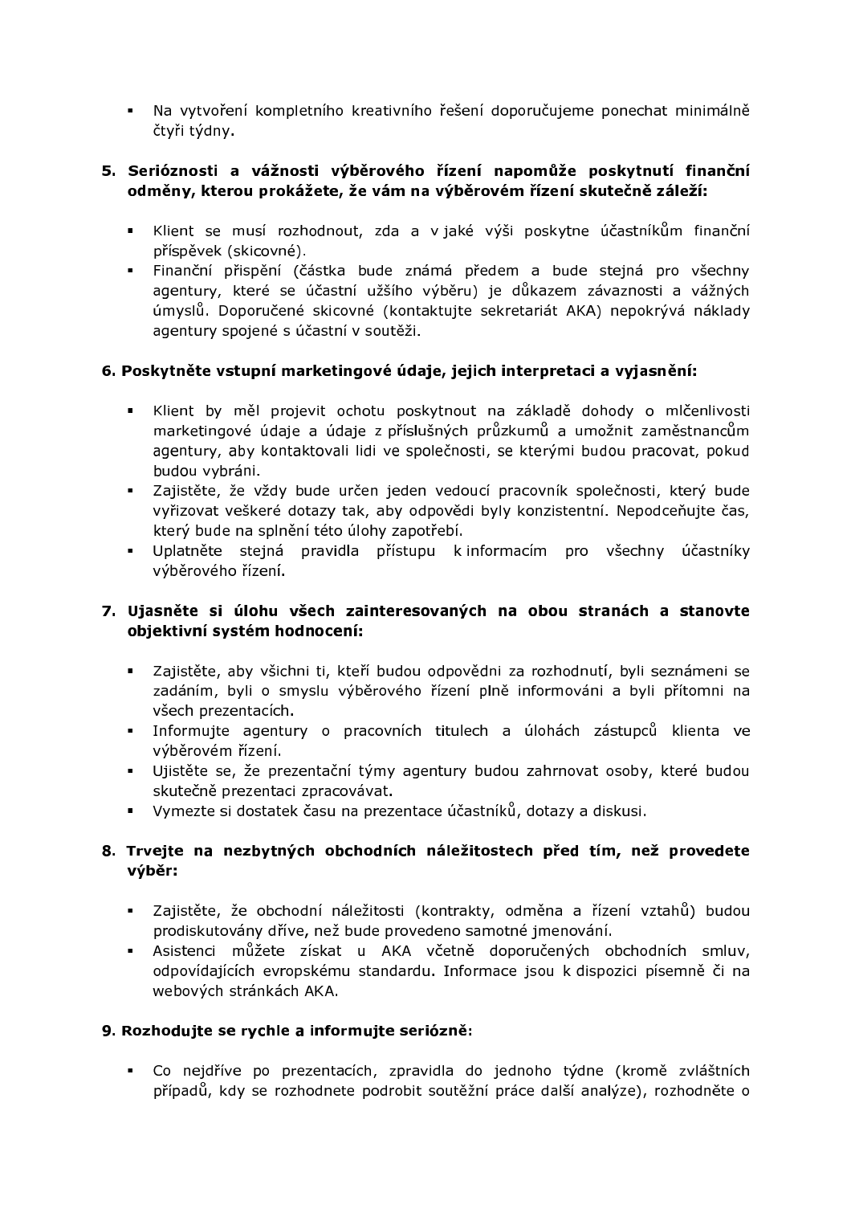- Na vytvoření kompletního kreativního řešení doporučujeme ponechat minimálně čtyři týdny.

**5. Serióznosti a vážnosti výběrového řízení napomůže poskytnutí finanční odměny, kterou prokážete, že vám na výběrovém řízení skutečně záleží:**

- Klient se musí rozhodnout, zda a v jaké výši poskytne účastníkům finanční příspěvek (skicovné).
- Finanční přispění (částka bude známá předem a bude stejná pro všechny agentury, které se účastní užšího výběru) je důkazem závaznosti a vážných úmyslů. Doporučené skicovné (kontaktujte sekretariát AKA) nepokrývá náklady agentury spojené s účastní v soutěži.

**6. Poskytněte vstupní marketingové údaje, jejich interpretaci a vyjasnění:**

- Klient by měl projevit ochotu poskytnout na základě dohody o mlčenlivosti marketingové údaje a údaje z příslušných průzkumů a umožnit zaměstnancům agentury, aby kontaktovali lidi ve společnosti, se kterými budou pracovat, pokud budou vybráni.
- Zajistěte, že vždy bude určen jeden vedoucí pracovník společnosti, který bude vyřizovat veškeré dotazy tak, aby odpovědi byly konzistentní. Nepodceňujte čas, který bude na splnění této úlohy zapotřebí.
- Uplatněte stejná pravidla přístupu k informacím pro všechny účastníky výběrového řízení.

**7. Ujasněte si úlohu všech zainteresovaných na obou stranách a stanovte objektivní systém hodnocení:**

- Zajistěte, aby všichni ti, kteří budou odpovědni za rozhodnutí, byli seznámeni se zadáním, byli o smyslu výběrového řízení plně informováni a byli přítomni na všech prezentacích.
- Informujte agentury o pracovních titulech a úlohách zástupců klienta ve výběrovém řízení.
- Ujistěte se, že prezentační týmy agentury budou zahrnovat osoby, které budou skutečně prezentaci zpracovávat.
- Vymezte si dostatek času na prezentace účastníků, dotazy a diskusi.

**8. Trvejte na nezbytných obchodních náležitostech před tím, než provedete výběr:**

- Zajistěte, že obchodní náležitosti (kontrakty, odměna a řízení vztahů) budou prodiskutovány dříve, než bude provedeno samotné jmenování.
- Asistenci můžete získat u AKA včetně doporučených obchodních smluv, odpovídajících evropskému standardu. Informace jsou k dispozici písemně či na webových stránkách AKA.

**9. Rozhodujte se rychle a informujte seriózně:**

- Co nejdříve po prezentacích, zpravidla do jednoho týdne (kromě zvláštních případů, kdy se rozhodnete podrobit soutěžní práce další analýze), rozhodněte o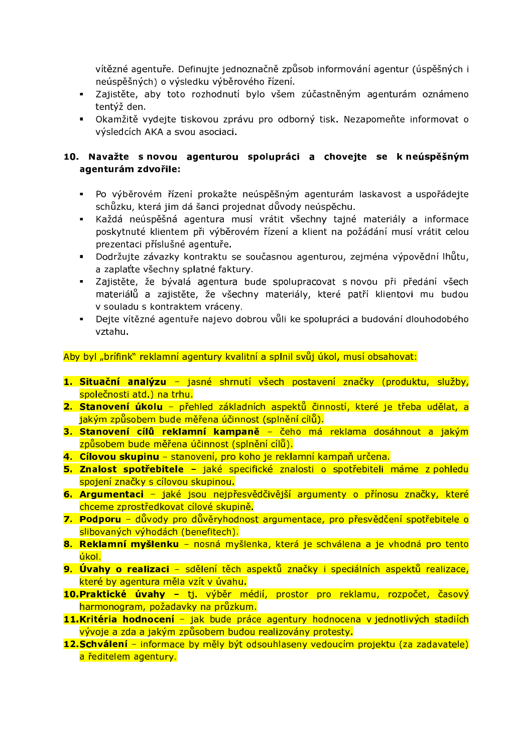vítězné agentuře. Definujte jednoznačně způsob informování agentur (úspěšných i neúspěšných) o výsledku výběrového řízení.

- Zajistěte, aby toto rozhodnutí bylo všem zúčastněným agenturám oznámeno tentýž den.
- Okamžitě vydejte tiskovou zprávu pro odborný tisk. Nezapomeňte informovat o výsledcích AKA a svou asociaci.

**10. Navažte s novou agenturou spolupráci a chovejte se k neúspěšným agenturám zdvořile:**

- Po výběrovém řízení prokažte neúspěšným agenturám laskavost a uspořádejte schůzku, která jim dá šanci projednat důvody neúspěchu.
- Každá neúspěšná agentura musí vrátit všechny tajné materiály a informace poskytnuté klientem při výběrovém řízení a klient na požádání musí vrátit celou prezentaci příslušné agentuře.
- Dodržujte závazky kontraktu se současnou agenturou, zejména výpovědní lhůtu, a zaplaťte všechny splatné faktury.
- Zajistěte, že bývalá agentura bude spolupracovat s novou při předání všech materiálů a zajistěte, že všechny materiály, které patří klientovi mu budou v souladu s kontraktem vráceny.
- Dejte vítězné agentuře najevo dobrou vůli ke spolupráci a budování dlouhodobého vztahu.

Aby byl „brífink" reklamní agentury kvalitní a splnil svůj úkol, musí obsahovat:

1. **Situační analýzu** – jasné shrnutí všech postavení značky (produktu, služby, společnosti atd.) na trhu.
2. **Stanovení úkolu** – přehled základních aspektů činností, které je třeba udělat, a jakým způsobem bude měřena účinnost (splnění cílů).
3. **Stanovení cílů reklamní kampaně** – čeho má reklama dosáhnout a jakým způsobem bude měřena účinnost (splnění cílů).
4. **Cílovou skupinu** – stanovení, pro koho je reklamní kampaň určena.
5. **Znalost spotřebitele –** jaké specifické znalosti o spotřebiteli máme z pohledu spojení značky s cílovou skupinou.
6. **Argumentaci** – jaké jsou nejpřesvědčivější argumenty o přínosu značky, které chceme zprostředkovat cílové skupině.
7. **Podporu** – důvody pro důvěryhodnost argumentace, pro přesvědčení spotřebitele o slibovaných výhodách (benefitech).
8. **Reklamní myšlenku** – nosná myšlenka, která je schválena a je vhodná pro tento úkol.
9. **Úvahy o realizaci** – sdělení těch aspektů značky i speciálních aspektů realizace, které by agentura měla vzít v úvahu.
10. **Praktické úvahy –** tj. výběr médií, prostor pro reklamu, rozpočet, časový harmonogram, požadavky na průzkum.
11. **Kritéria hodnocení** – jak bude práce agentury hodnocena v jednotlivých stadiích vývoje a zda a jakým způsobem budou realizovány protesty.
12. **Schválení** – informace by měly být odsouhlaseny vedoucím projektu (za zadavatele) a ředitelem agentury.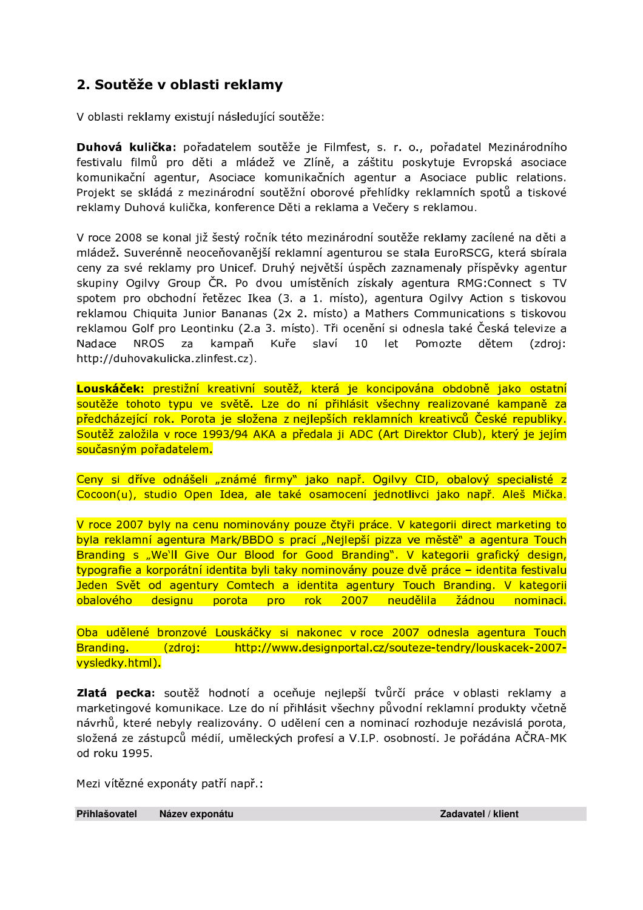## 2. Soutěže v oblasti reklamy

V oblasti reklamy existují následující soutěže:

**Duhová kulička:** pořadatelem soutěže je Filmfest, s. r. o., pořadatel Mezinárodního festivalu filmů pro děti a mládež ve Zlíně, a záštitu poskytuje Evropská asociace komunikační agentur, Asociace komunikačních agentur a Asociace public relations. Projekt se skládá z mezinárodní soutěžní oborové přehlídky reklamních spotů a tiskové reklamy Duhová kulička, konference Děti a reklama a Večery s reklamou.

V roce 2008 se konal již šestý ročník této mezinárodní soutěže reklamy zacílené na děti a mládež. Suverénně neoceňovanější reklamní agenturou se stala EuroRSCG, která sbírala ceny za své reklamy pro Unicef. Druhý největší úspěch zaznamenaly příspěvky agentur skupiny Ogilvy Group ČR. Po dvou umístěních získaly agentura RMG:Connect s TV spotem pro obchodní řetězec Ikea (3. a 1. místo), agentura Ogilvy Action s tiskovou reklamou Chiquita Junior Bananas (2x 2. místo) a Mathers Communications s tiskovou reklamou Golf pro Leontinku (2.a 3. místo). Tři ocenění si odnesla také Česká televize a Nadace NROS za kampaň Kuře slaví 10 let Pomozte dětem (zdroj: http://duhovakulicka.zlinfest.cz).

**Louskáček:** prestižní kreativní soutěž, která je koncipována obdobně jako ostatní soutěže tohoto typu ve světě. Lze do ní přihlásit všechny realizované kampaně za předcházející rok. Porota je složena z nejlepších reklamních kreativců České republiky. Soutěž založila v roce 1993/94 AKA a předala ji ADC (Art Direktor Club), který je jejím současným pořadatelem.

Ceny si dříve odnášeli „známé firmy" jako např. Ogilvy CID, obalový specialisté z Cocoon(u), studio Open Idea, ale také osamocení jednotlivci jako např. Aleš Mička.

V roce 2007 byly na cenu nominovány pouze čtyři práce. V kategorii direct marketing to byla reklamní agentura Mark/BBDO s prací „Nejlepší pizza ve městě" a agentura Touch Branding s „We'll Give Our Blood for Good Branding". V kategorii grafický design, typografie a korporátní identita byli taky nominovány pouze dvě práce – identita festivalu Jeden Svět od agentury Comtech a identita agentury Touch Branding. V kategorii obalového designu porota pro rok 2007 neudělila žádnou nominaci.

Oba udělené bronzové Louskáčky si nakonec v roce 2007 odnesla agentura Touch Branding. (zdroj: http://www.designportal.cz/souteze-tendry/louskacek-2007-vysledky.html).

**Zlatá pecka:** soutěž hodnotí a oceňuje nejlepší tvůrčí práce v oblasti reklamy a marketingové komunikace. Lze do ní přihlásit všechny původní reklamní produkty včetně návrhů, které nebyly realizovány. O udělení cen a nominací rozhoduje nezávislá porota, složená ze zástupců médií, uměleckých profesí a V.I.P. osobností. Je pořádána AČRA-MK od roku 1995.

Mezi vítězné exponáty patří např.:

| Přihlašovatel | Název exponátu | Zadavatel / klient |
|---|---|---|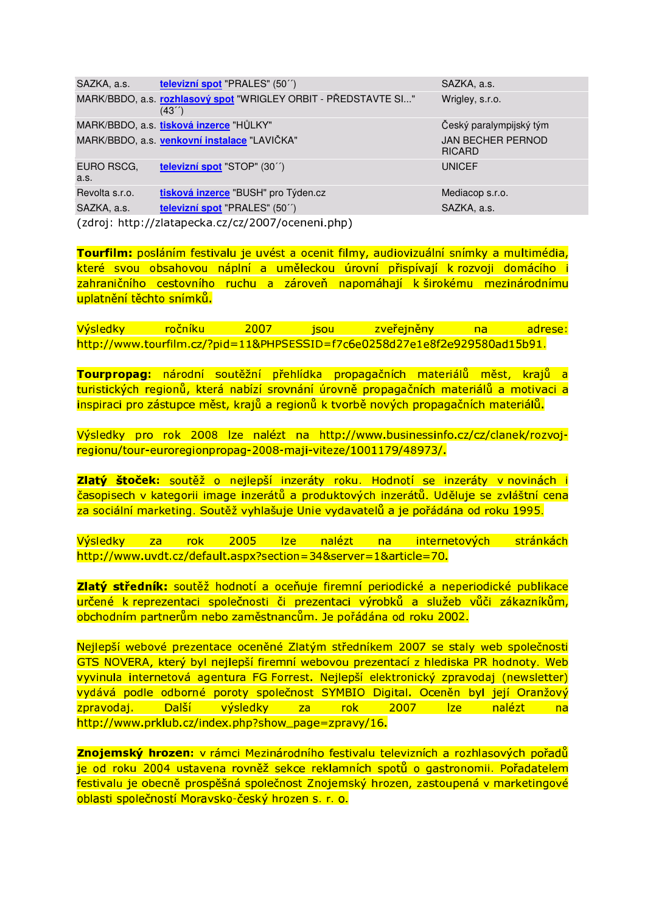| | | |
|---|---|---|
| SAZKA, a.s. | televizní spot "PRALES" (50´´) | SAZKA, a.s. |
| MARK/BBDO, a.s. | rozhlasový spot "WRIGLEY ORBIT - PŘEDSTAVTE SI..." (43´´) | Wrigley, s.r.o. |
| MARK/BBDO, a.s. | tisková inzerce "HŮLKY" | Český paralympijský tým |
| MARK/BBDO, a.s. | venkovní instalace "LAVIČKA" | JAN BECHER PERNOD RICARD |
| EURO RSCG, a.s. | televizní spot "STOP" (30´´) | UNICEF |
| Revolta s.r.o. | tisková inzerce "BUSH" pro Týden.cz | Mediacop s.r.o. |
| SAZKA, a.s. | televizní spot "PRALES" (50´´) | SAZKA, a.s. |

(zdroj: http://zlatapecka.cz/cz/2007/oceneni.php)

**Tourfilm:** posláním festivalu je uvést a ocenit filmy, audiovizuální snímky a multimédia, které svou obsahovou náplní a uměleckou úrovní přispívají k rozvoji domácího i zahraničního cestovního ruchu a zároveň napomáhají k širokému mezinárodnímu uplatnění těchto snímků.

Výsledky ročníku 2007 jsou zveřejněny na adrese: http://www.tourfilm.cz/?pid=11&PHPSESSID=f7c6e0258d27e1e8f2e929580ad15b91.

**Tourpropag:** národní soutěžní přehlídka propagačních materiálů měst, krajů a turistických regionů, která nabízí srovnání úrovně propagačních materiálů a motivaci a inspiraci pro zástupce měst, krajů a regionů k tvorbě nových propagačních materiálů.

Výsledky pro rok 2008 lze nalézt na http://www.businessinfo.cz/cz/clanek/rozvoj-regionu/tour-euroregionpropag-2008-maji-viteze/1001179/48973/.

**Zlatý štoček:** soutěž o nejlepší inzeráty roku. Hodnotí se inzeráty v novinách i časopisech v kategorii image inzerátů a produktových inzerátů. Uděluje se zvláštní cena za sociální marketing. Soutěž vyhlašuje Unie vydavatelů a je pořádána od roku 1995.

Výsledky za rok 2005 lze nalézt na internetových stránkách http://www.uvdt.cz/default.aspx?section=34&server=1&article=70.

**Zlatý středník:** soutěž hodnotí a oceňuje firemní periodické a neperiodické publikace určené k reprezentaci společnosti či prezentaci výrobků a služeb vůči zákazníkům, obchodním partnerům nebo zaměstnancům. Je pořádána od roku 2002.

Nejlepší webové prezentace oceněné Zlatým středníkem 2007 se staly web společnosti GTS NOVERA, který byl nejlepší firemní webovou prezentací z hlediska PR hodnoty. Web vyvinula internetová agentura FG Forrest. Nejlepší elektronický zpravodaj (newsletter) vydává podle odborné poroty společnost SYMBIO Digital. Oceněn byl její Oranžový zpravodaj. Další výsledky za rok 2007 lze nalézt na http://www.prklub.cz/index.php?show_page=zpravy/16.

**Znojemský hrozen:** v rámci Mezinárodního festivalu televizních a rozhlasových pořadů je od roku 2004 ustavena rovněž sekce reklamních spotů o gastronomii. Pořadatelem festivalu je obecně prospěšná společnost Znojemský hrozen, zastoupená v marketingové oblasti společností Moravsko-český hrozen s. r. o.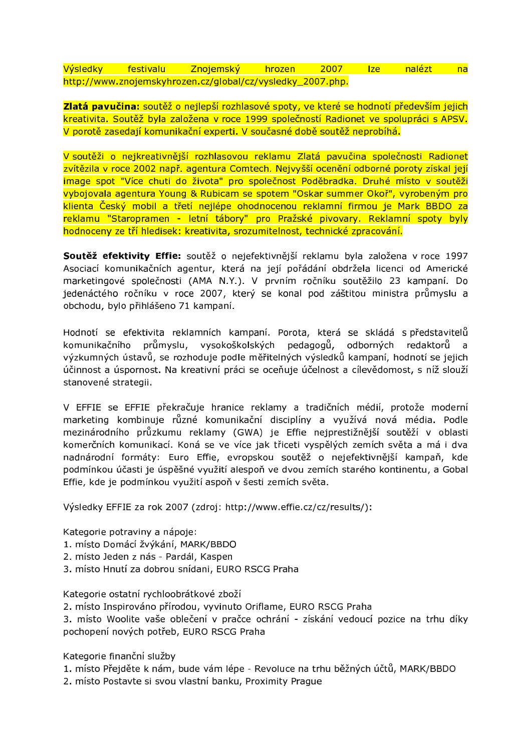Výsledky festivalu Znojemský hrozen 2007 lze nalézt na http://www.znojemskyhrozen.cz/global/cz/vysledky_2007.php.

**Zlatá pavučina:** soutěž o nejlepší rozhlasové spoty, ve které se hodnotí především jejich kreativita. Soutěž byla založena v roce 1999 společností Radionet ve spolupráci s APSV. V porotě zasedají komunikační experti. V současné době soutěž neprobíhá.

V soutěži o nejkreativnější rozhlasovou reklamu Zlatá pavučina společnosti Radionet zvítězila v roce 2002 např. agentura Comtech. Nejvyšší ocenění odborné poroty získal její image spot "Více chuti do života" pro společnost Poděbradka. Druhé místo v soutěži vybojovala agentura Young & Rubicam se spotem "Oskar summer Okoř", vyrobeným pro klienta Český mobil a třetí nejlépe ohodnocenou reklamní firmou je Mark BBDO za reklamu "Staropramen - letní tábory" pro Pražské pivovary. Reklamní spoty byly hodnoceny ze tří hledisek: kreativita, srozumitelnost, technické zpracování.

**Soutěž efektivity Effie:** soutěž o nejefektivnější reklamu byla založena v roce 1997 Asociací komunikačních agentur, která na její pořádání obdržela licenci od Americké marketingové společnosti (AMA N.Y.). V prvním ročníku soutěžilo 23 kampaní. Do jedenáctého ročníku v roce 2007, který se konal pod záštitou ministra průmyslu a obchodu, bylo přihlášeno 71 kampaní.

Hodnotí se efektivita reklamních kampaní. Porota, která se skládá s představitelů komunikačního průmyslu, vysokoškolských pedagogů, odborných redaktorů a výzkumných ústavů, se rozhoduje podle měřitelných výsledků kampaní, hodnotí se jejich účinnost a úspornost. Na kreativní práci se oceňuje účelnost a cílevědomost, s níž slouží stanovené strategii.

V EFFIE se EFFIE překračuje hranice reklamy a tradičních médií, protože moderní marketing kombinuje různé komunikační disciplíny a využívá nová média. Podle mezinárodního průzkumu reklamy (GWA) je Effie nejprestižnější soutěží v oblasti komerčních komunikací. Koná se ve více jak třiceti vyspělých zemích světa a má i dva nadnárodní formáty: Euro Effie, evropskou soutěž o nejefektivnější kampaň, kde podmínkou účasti je úspěšné využití alespoň ve dvou zemích starého kontinentu, a Gobal Effie, kde je podmínkou využití aspoň v šesti zemích světa.

Výsledky EFFIE za rok 2007 (zdroj: http://www.effie.cz/cz/results/):

Kategorie potraviny a nápoje:
1. místo Domácí žvýkání, MARK/BBDO
2. místo Jeden z nás - Pardál, Kaspen
3. místo Hnutí za dobrou snídani, EURO RSCG Praha

Kategorie ostatní rychloobrátkové zboží
2. místo Inspirováno přírodou, vyvinuto Oriflame, EURO RSCG Praha
3. místo Woolite vaše oblečení v pračce ochrání - získání vedoucí pozice na trhu díky pochopení nových potřeb, EURO RSCG Praha

Kategorie finanční služby
1. místo Přejděte k nám, bude vám lépe - Revoluce na trhu běžných účtů, MARK/BBDO
2. místo Postavte si svou vlastní banku, Proximity Prague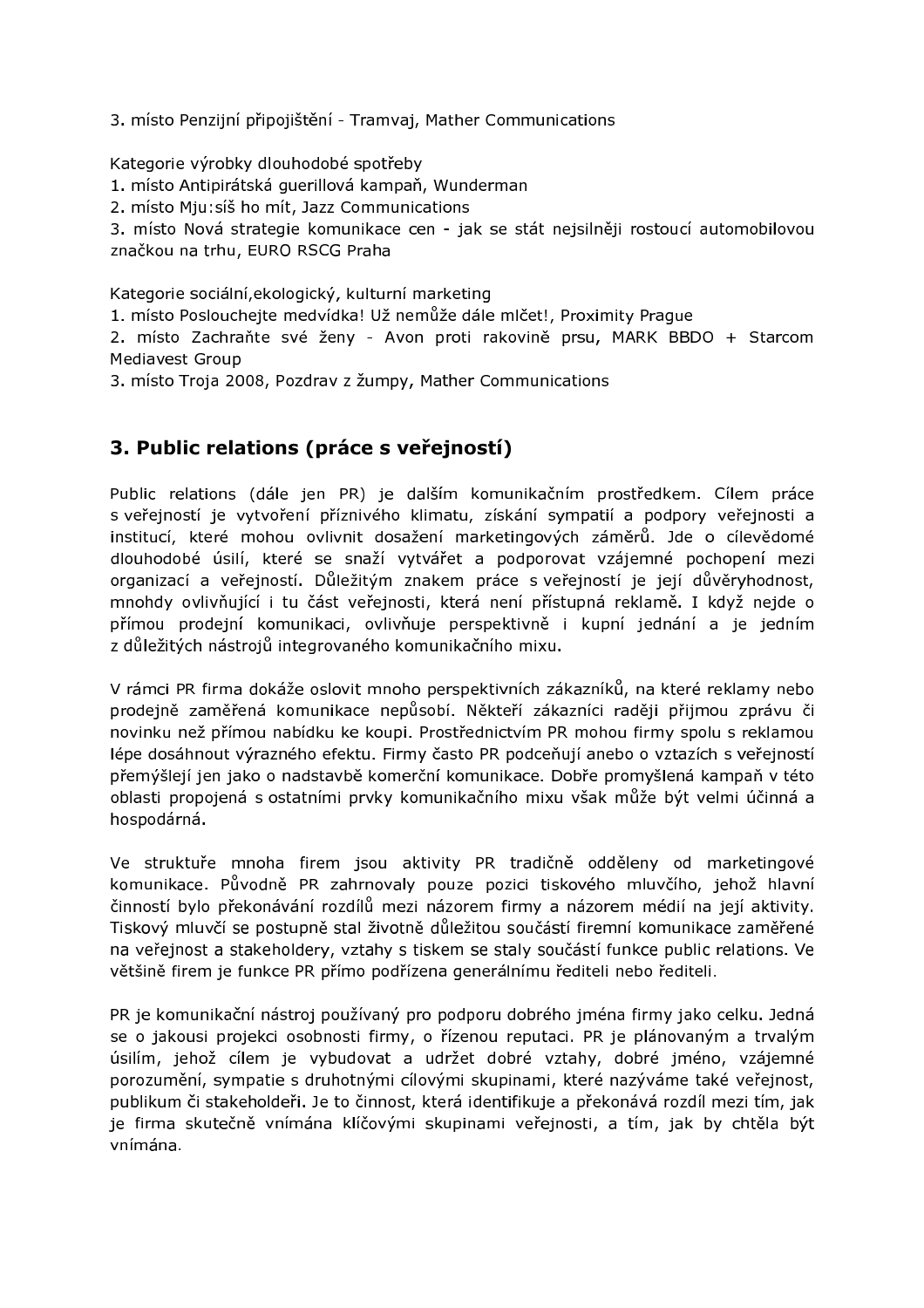3. místo Penzijní připojištění - Tramvaj, Mather Communications

Kategorie výrobky dlouhodobé spotřeby
1. místo Antipirátská guerillová kampaň, Wunderman
2. místo Mju:síš ho mít, Jazz Communications
3. místo Nová strategie komunikace cen - jak se stát nejsilněji rostoucí automobilovou značkou na trhu, EURO RSCG Praha

Kategorie sociální,ekologický, kulturní marketing
1. místo Poslouchejte medvídka! Už nemůže dále mlčet!, Proximity Prague
2. místo Zachraňte své ženy - Avon proti rakovině prsu, MARK BBDO + Starcom Mediavest Group
3. místo Troja 2008, Pozdrav z žumpy, Mather Communications

## 3. Public relations (práce s veřejností)

Public relations (dále jen PR) je dalším komunikačním prostředkem. Cílem práce s veřejností je vytvoření příznivého klimatu, získání sympatií a podpory veřejnosti a institucí, které mohou ovlivnit dosažení marketingových záměrů. Jde o cílevědomé dlouhodobé úsilí, které se snaží vytvářet a podporovat vzájemné pochopení mezi organizací a veřejností. Důležitým znakem práce s veřejností je její důvěryhodnost, mnohdy ovlivňující i tu část veřejnosti, která není přístupná reklamě. I když nejde o přímou prodejní komunikaci, ovlivňuje perspektivně i kupní jednání a je jedním z důležitých nástrojů integrovaného komunikačního mixu.

V rámci PR firma dokáže oslovit mnoho perspektivních zákazníků, na které reklamy nebo prodejně zaměřená komunikace nepůsobí. Někteří zákazníci raději přijmou zprávu či novinku než přímou nabídku ke koupi. Prostřednictvím PR mohou firmy spolu s reklamou lépe dosáhnout výrazného efektu. Firmy často PR podceňují anebo o vztazích s veřejností přemýšlejí jen jako o nadstavbě komerční komunikace. Dobře promyšlená kampaň v této oblasti propojená s ostatními prvky komunikačního mixu však může být velmi účinná a hospodárná.

Ve struktuře mnoha firem jsou aktivity PR tradičně odděleny od marketingové komunikace. Původně PR zahrnovaly pouze pozici tiskového mluvčího, jehož hlavní činností bylo překonávání rozdílů mezi názorem firmy a názorem médií na její aktivity. Tiskový mluvčí se postupně stal životně důležitou součástí firemní komunikace zaměřené na veřejnost a stakeholdery, vztahy s tiskem se staly součástí funkce public relations. Ve většině firem je funkce PR přímo podřízena generálnímu řediteli nebo řediteli.

PR je komunikační nástroj používaný pro podporu dobrého jména firmy jako celku. Jedná se o jakousi projekci osobnosti firmy, o řízenou reputaci. PR je plánovaným a trvalým úsilím, jehož cílem je vybudovat a udržet dobré vztahy, dobré jméno, vzájemné porozumění, sympatie s druhotnými cílovými skupinami, které nazýváme také veřejnost, publikum či stakeholdeři. Je to činnost, která identifikuje a překonává rozdíl mezi tím, jak je firma skutečně vnímána klíčovými skupinami veřejnosti, a tím, jak by chtěla být vnímána.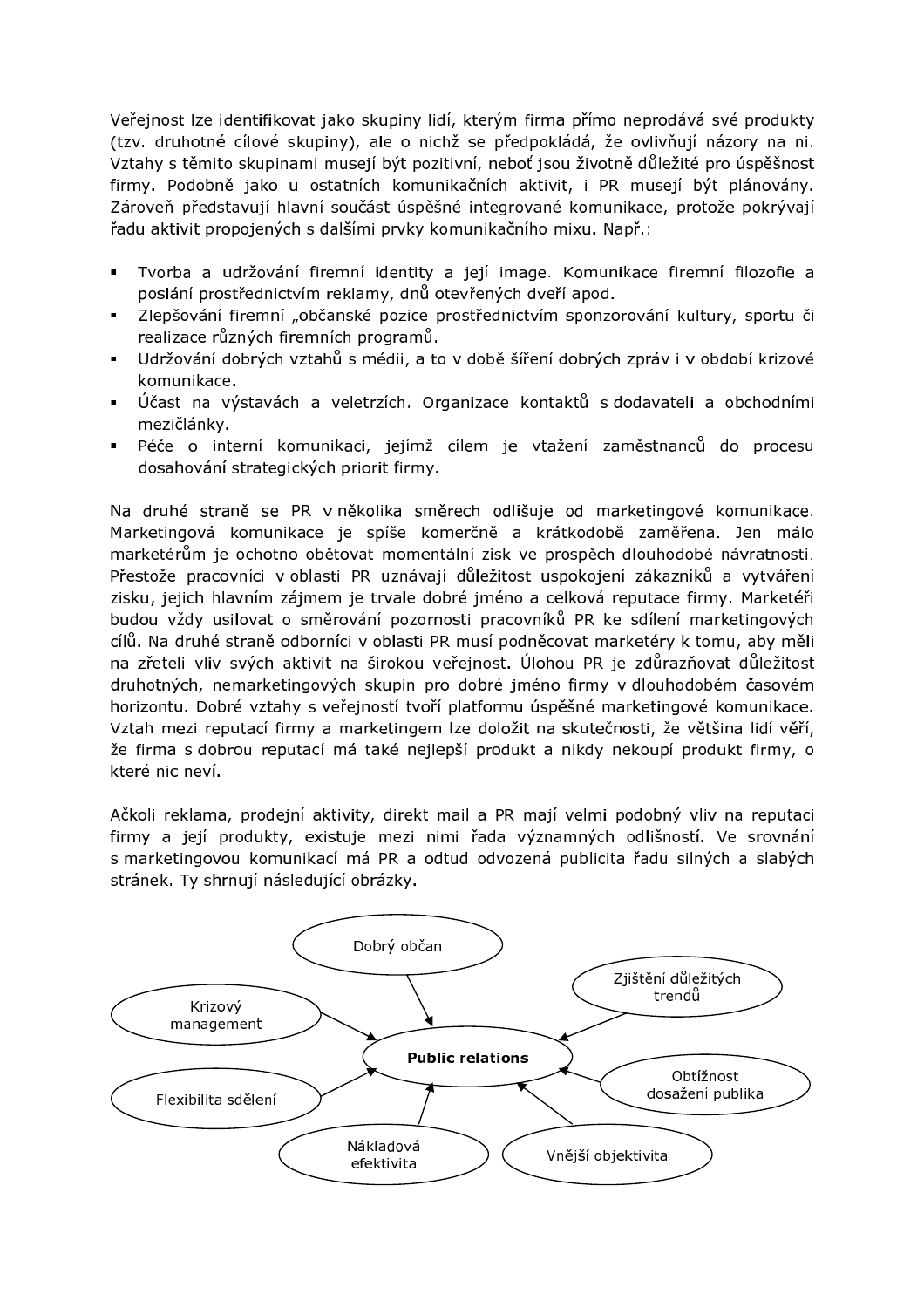Veřejnost lze identifikovat jako skupiny lidí, kterým firma přímo neprodává své produkty (tzv. druhotné cílové skupiny), ale o nichž se předpokládá, že ovlivňují názory na ni. Vztahy s těmito skupinami musejí být pozitivní, neboť jsou životně důležité pro úspěšnost firmy. Podobně jako u ostatních komunikačních aktivit, i PR musejí být plánovány. Zároveň představují hlavní součást úspěšné integrované komunikace, protože pokrývají řadu aktivit propojených s dalšími prvky komunikačního mixu. Např.:

- Tvorba a udržování firemní identity a její image. Komunikace firemní filozofie a poslání prostřednictvím reklamy, dnů otevřených dveří apod.
- Zlepšování firemní „občanské pozice prostřednictvím sponzorování kultury, sportu či realizace různých firemních programů.
- Udržování dobrých vztahů s médii, a to v době šíření dobrých zpráv i v období krizové komunikace.
- Účast na výstavách a veletrzích. Organizace kontaktů s dodavateli a obchodními mezičlánky.
- Péče o interní komunikaci, jejímž cílem je vtažení zaměstnanců do procesu dosahování strategických priorit firmy.

Na druhé straně se PR v několika směrech odlišuje od marketingové komunikace. Marketingová komunikace je spíše komerčně a krátkodobě zaměřena. Jen málo marketérům je ochotno obětovat momentální zisk ve prospěch dlouhodobé návratnosti. Přestože pracovníci v oblasti PR uznávají důležitost uspokojení zákazníků a vytváření zisku, jejich hlavním zájmem je trvale dobré jméno a celková reputace firmy. Marketéři budou vždy usilovat o směrování pozornosti pracovníků PR ke sdílení marketingových cílů. Na druhé straně odborníci v oblasti PR musí podněcovat marketéry k tomu, aby měli na zřeteli vliv svých aktivit na širokou veřejnost. Úlohou PR je zdůrazňovat důležitost druhotných, nemarketingových skupin pro dobré jméno firmy v dlouhodobém časovém horizontu. Dobré vztahy s veřejností tvoří platformu úspěšné marketingové komunikace. Vztah mezi reputací firmy a marketingem lze doložit na skutečnosti, že většina lidí věří, že firma s dobrou reputací má také nejlepší produkt a nikdy nekoupí produkt firmy, o které nic neví.

Ačkoli reklama, prodejní aktivity, direkt mail a PR mají velmi podobný vliv na reputaci firmy a její produkty, existuje mezi nimi řada významných odlišností. Ve srovnání s marketingovou komunikací má PR a odtud odvozená publicita řadu silných a slabých stránek. Ty shrnují následující obrázky.

**Public relations**

- Dobrý občan
- Zjištění důležitých trendů
- Krizový management
- Obtížnost dosažení publika
- Flexibilita sdělení
- Nákladová efektivita
- Vnější objektivita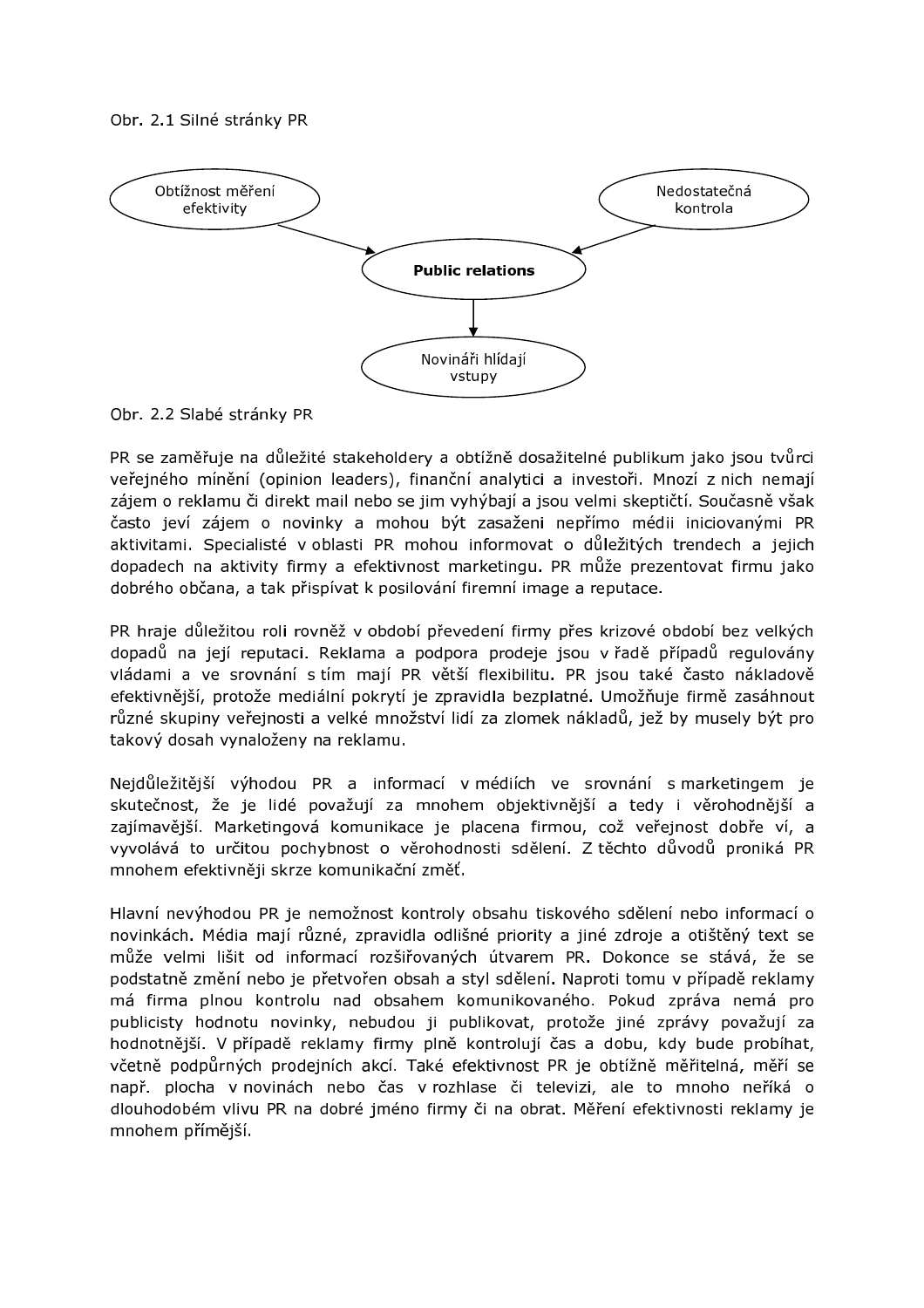Obr. 2.1 Silné stránky PR

Obtížnost měření efektivity

Nedostatečná kontrola

**Public relations**

Novináři hlídají vstupy

Obr. 2.2 Slabé stránky PR

PR se zaměřuje na důležité stakeholdery a obtížně dosažitelné publikum jako jsou tvůrci veřejného mínění (opinion leaders), finanční analytici a investoři. Mnozí z nich nemají zájem o reklamu či direkt mail nebo se jim vyhýbají a jsou velmi skeptičtí. Současně však často jeví zájem o novinky a mohou být zasaženi nepřímo médii iniciovanými PR aktivitami. Specialisté v oblasti PR mohou informovat o důležitých trendech a jejich dopadech na aktivity firmy a efektivnost marketingu. PR může prezentovat firmu jako dobrého občana, a tak přispívat k posilování firemní image a reputace.

PR hraje důležitou roli rovněž v období převedení firmy přes krizové období bez velkých dopadů na její reputaci. Reklama a podpora prodeje jsou v řadě případů regulovány vládami a ve srovnání s tím mají PR větší flexibilitu. PR jsou také často nákladově efektivnější, protože mediální pokrytí je zpravidla bezplatné. Umožňuje firmě zasáhnout různé skupiny veřejnosti a velké množství lidí za zlomek nákladů, jež by musely být pro takový dosah vynaloženy na reklamu.

Nejdůležitější výhodou PR a informací v médiích ve srovnání s marketingem je skutečnost, že je lidé považují za mnohem objektivnější a tedy i věrohodnější a zajímavější. Marketingová komunikace je placena firmou, což veřejnost dobře ví, a vyvolává to určitou pochybnost o věrohodnosti sdělení. Z těchto důvodů proniká PR mnohem efektivněji skrze komunikační změť.

Hlavní nevýhodou PR je nemožnost kontroly obsahu tiskového sdělení nebo informací o novinkách. Média mají různé, zpravidla odlišné priority a jiné zdroje a otištěný text se může velmi lišit od informací rozšiřovaných útvarem PR. Dokonce se stává, že se podstatně změní nebo je přetvořen obsah a styl sdělení. Naproti tomu v případě reklamy má firma plnou kontrolu nad obsahem komunikovaného. Pokud zpráva nemá pro publicisty hodnotu novinky, nebudou ji publikovat, protože jiné zprávy považují za hodnotnější. V případě reklamy firmy plně kontrolují čas a dobu, kdy bude probíhat, včetně podpůrných prodejních akcí. Také efektivnost PR je obtížně měřitelná, měří se např. plocha v novinách nebo čas v rozhlase či televizi, ale to mnoho neříká o dlouhodobém vlivu PR na dobré jméno firmy či na obrat. Měření efektivnosti reklamy je mnohem přímější.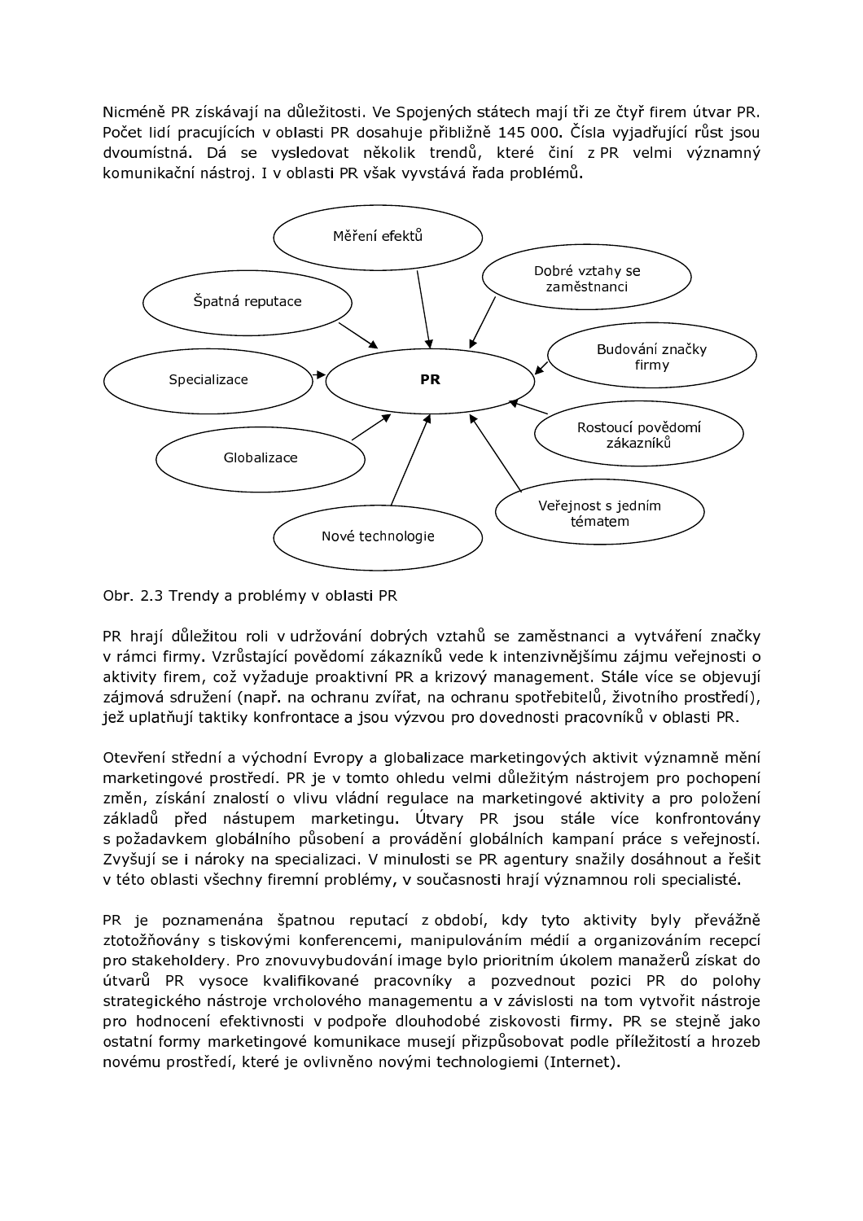Nicméně PR získávají na důležitosti. Ve Spojených státech mají tři ze čtyř firem útvar PR. Počet lidí pracujících v oblasti PR dosahuje přibližně 145 000. Čísla vyjadřující růst jsou dvoumístná. Dá se vysledovat několik trendů, které činí z PR velmi významný komunikační nástroj. I v oblasti PR však vyvstává řada problémů.

- Měření efektů
- Dobré vztahy se zaměstnanci
- Špatná reputace
- Budování značky firmy
- Specializace
- **PR**
- Rostoucí povědomí zákazníků
- Globalizace
- Veřejnost s jedním tématem
- Nové technologie

Obr. 2.3 Trendy a problémy v oblasti PR

PR hrají důležitou roli v udržování dobrých vztahů se zaměstnanci a vytváření značky v rámci firmy. Vzrůstající povědomí zákazníků vede k intenzivnějšímu zájmu veřejnosti o aktivity firem, což vyžaduje proaktivní PR a krizový management. Stále více se objevují zájmová sdružení (např. na ochranu zvířat, na ochranu spotřebitelů, životního prostředí), jež uplatňují taktiky konfrontace a jsou výzvou pro dovednosti pracovníků v oblasti PR.

Otevření střední a východní Evropy a globalizace marketingových aktivit významně mění marketingové prostředí. PR je v tomto ohledu velmi důležitým nástrojem pro pochopení změn, získání znalostí o vlivu vládní regulace na marketingové aktivity a pro položení základů před nástupem marketingu. Útvary PR jsou stále více konfrontovány s požadavkem globálního působení a provádění globálních kampaní práce s veřejností. Zvyšují se i nároky na specializaci. V minulosti se PR agentury snažily dosáhnout a řešit v této oblasti všechny firemní problémy, v současnosti hrají významnou roli specialisté.

PR je poznamenána špatnou reputací z období, kdy tyto aktivity byly převážně ztotožňovány s tiskovými konferencemi, manipulováním médií a organizováním recepcí pro stakeholdery. Pro znovuvybudování image bylo prioritním úkolem manažerů získat do útvarů PR vysoce kvalifikované pracovníky a pozvednout pozici PR do polohy strategického nástroje vrcholového managementu a v závislosti na tom vytvořit nástroje pro hodnocení efektivnosti v podpoře dlouhodobé ziskovosti firmy. PR se stejně jako ostatní formy marketingové komunikace musejí přizpůsobovat podle příležitostí a hrozeb novému prostředí, které je ovlivněno novými technologiemi (Internet).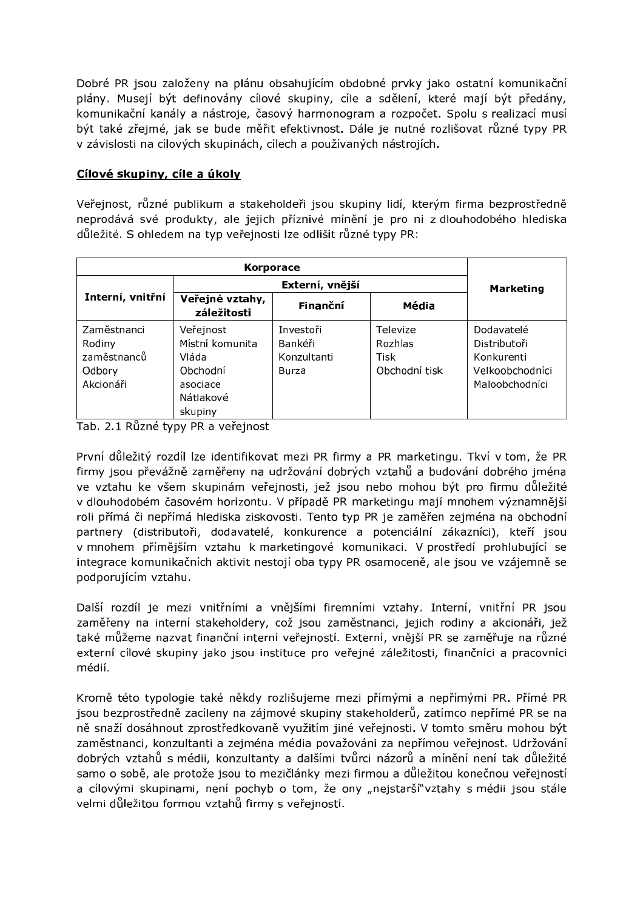Dobré PR jsou založeny na plánu obsahujícím obdobné prvky jako ostatní komunikační plány. Musejí být definovány cílové skupiny, cíle a sdělení, které mají být předány, komunikační kanály a nástroje, časový harmonogram a rozpočet. Spolu s realizací musí být také zřejmé, jak se bude měřit efektivnost. Dále je nutné rozlišovat různé typy PR v závislosti na cílových skupinách, cílech a používaných nástrojích.

## Cílové skupiny, cíle a úkoly

Veřejnost, různé publikum a stakeholdeři jsou skupiny lidí, kterým firma bezprostředně neprodává své produkty, ale jejich příznivé mínění je pro ni z dlouhodobého hlediska důležité. S ohledem na typ veřejnosti lze odlišit různé typy PR:

| Korporace | | | | Marketing |
|---|---|---|---|---|
| Interní, vnitřní | Externí, vnější | | | |
| | Veřejné vztahy, záležitosti | Finanční | Média | |
| Zaměstnanci<br>Rodiny zaměstnanců<br>Odbory<br>Akcionáři | Veřejnost<br>Místní komunita<br>Vláda<br>Obchodní asociace<br>Nátlakové skupiny | Investoři<br>Bankéři<br>Konzultanti<br>Burza | Televize<br>Rozhlas<br>Tisk<br>Obchodní tisk | Dodavatelé<br>Distributoři<br>Konkurenti<br>Velkoobchodníci<br>Maloobchodníci |

Tab. 2.1 Různé typy PR a veřejnost

První důležitý rozdíl lze identifikovat mezi PR firmy a PR marketingu. Tkví v tom, že PR firmy jsou převážně zaměřeny na udržování dobrých vztahů a budování dobrého jména ve vztahu ke všem skupinám veřejnosti, jež jsou nebo mohou být pro firmu důležité v dlouhodobém časovém horizontu. V případě PR marketingu mají mnohem významnější roli přímá či nepřímá hlediska ziskovosti. Tento typ PR je zaměřen zejména na obchodní partnery (distributoři, dodavatelé, konkurence a potenciální zákazníci), kteří jsou v mnohem přímějším vztahu k marketingové komunikaci. V prostředí prohlubující se integrace komunikačních aktivit nestojí oba typy PR osamoceně, ale jsou ve vzájemně se podporujícím vztahu.

Další rozdíl je mezi vnitřními a vnějšími firemními vztahy. Interní, vnitřní PR jsou zaměřeny na interní stakeholdery, což jsou zaměstnanci, jejich rodiny a akcionáři, jež také můžeme nazvat finanční interní veřejností. Externí, vnější PR se zaměřuje na různé externí cílové skupiny jako jsou instituce pro veřejné záležitosti, finančníci a pracovníci médií.

Kromě této typologie také někdy rozlišujeme mezi přímými a nepřímými PR. Přímé PR jsou bezprostředně zacíleny na zájmové skupiny stakeholderů, zatímco nepřímé PR se na ně snaží dosáhnout zprostředkovaně využitím jiné veřejnosti. V tomto směru mohou být zaměstnanci, konzultanti a zejména média považováni za nepřímou veřejnost. Udržování dobrých vztahů s médii, konzultanty a dalšími tvůrci názorů a mínění není tak důležité samo o sobě, ale protože jsou to mezičlánky mezi firmou a důležitou konečnou veřejností a cílovými skupinami, není pochyb o tom, že ony „nejstarší"vztahy s médii jsou stále velmi důležitou formou vztahů firmy s veřejností.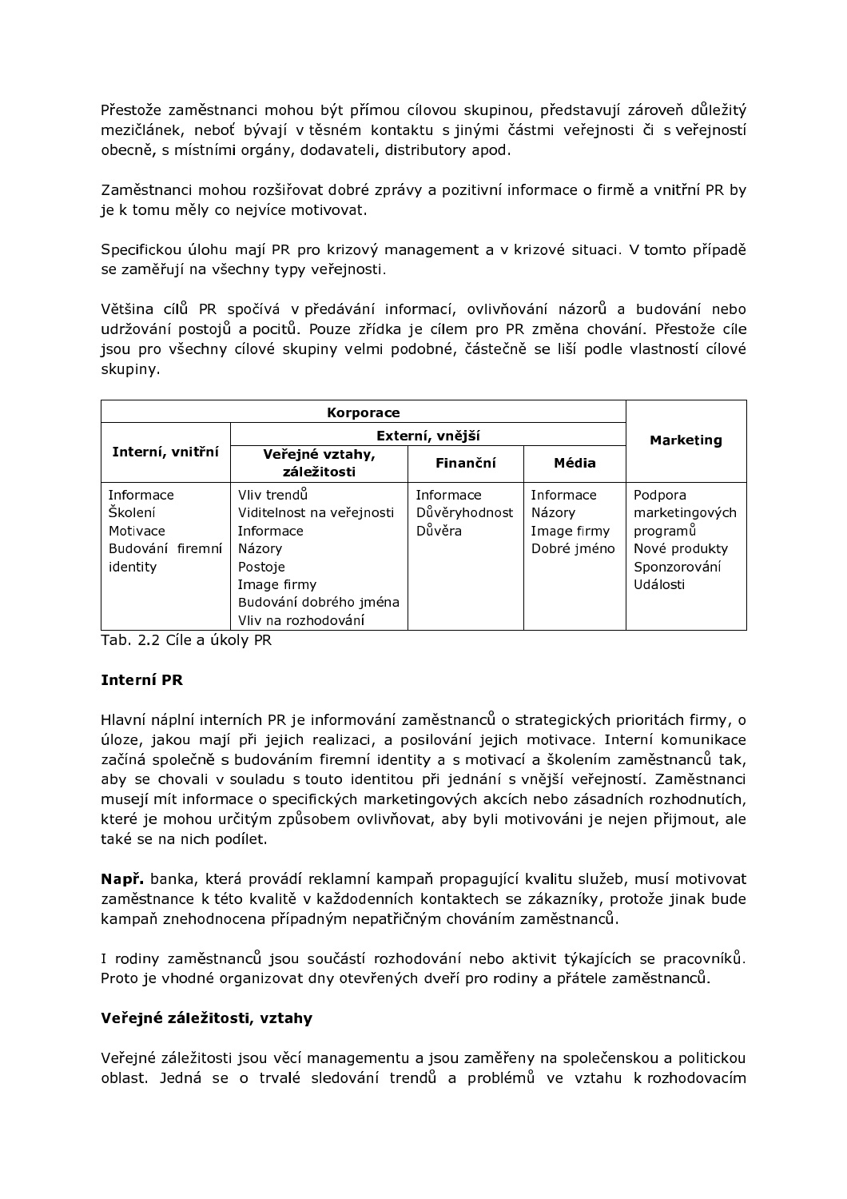Přestože zaměstnanci mohou být přímou cílovou skupinou, představují zároveň důležitý mezičlánek, neboť bývají v těsném kontaktu s jinými částmi veřejnosti či s veřejností obecně, s místními orgány, dodavateli, distributory apod.

Zaměstnanci mohou rozšiřovat dobré zprávy a pozitivní informace o firmě a vnitřní PR by je k tomu měly co nejvíce motivovat.

Specifickou úlohu mají PR pro krizový management a v krizové situaci. V tomto případě se zaměřují na všechny typy veřejnosti.

Většina cílů PR spočívá v předávání informací, ovlivňování názorů a budování nebo udržování postojů a pocitů. Pouze zřídka je cílem pro PR změna chování. Přestože cíle jsou pro všechny cílové skupiny velmi podobné, částečně se liší podle vlastností cílové skupiny.

| **Korporace** | | | | **Marketing** |
|---|---|---|---|---|
| **Interní, vnitřní** | **Externí, vnější** | | | |
| | **Veřejné vztahy, záležitosti** | **Finanční** | **Média** | |
| Informace<br>Školení<br>Motivace<br>Budování firemní identity | Vliv trendů<br>Viditelnost na veřejnosti<br>Informace<br>Názory<br>Postoje<br>Image firmy<br>Budování dobrého jména<br>Vliv na rozhodování | Informace<br>Důvěryhodnost<br>Důvěra | Informace<br>Názory<br>Image firmy<br>Dobré jméno | Podpora marketingových programů<br>Nové produkty<br>Sponzorování<br>Události |

Tab. 2.2 Cíle a úkoly PR

### Interní PR

Hlavní náplní interních PR je informování zaměstnanců o strategických prioritách firmy, o úloze, jakou mají při jejich realizaci, a posilování jejich motivace. Interní komunikace začíná společně s budováním firemní identity a s motivací a školením zaměstnanců tak, aby se chovali v souladu s touto identitou při jednání s vnější veřejností. Zaměstnanci musejí mít informace o specifických marketingových akcích nebo zásadních rozhodnutích, které je mohou určitým způsobem ovlivňovat, aby byli motivováni je nejen přijmout, ale také se na nich podílet.

**Např.** banka, která provádí reklamní kampaň propagující kvalitu služeb, musí motivovat zaměstnance k této kvalitě v každodenních kontaktech se zákazníky, protože jinak bude kampaň znehodnocena případným nepatřičným chováním zaměstnanců.

I rodiny zaměstnanců jsou součástí rozhodování nebo aktivit týkajících se pracovníků. Proto je vhodné organizovat dny otevřených dveří pro rodiny a přátele zaměstnanců.

### Veřejné záležitosti, vztahy

Veřejné záležitosti jsou věcí managementu a jsou zaměřeny na společenskou a politickou oblast. Jedná se o trvalé sledování trendů a problémů ve vztahu k rozhodovacím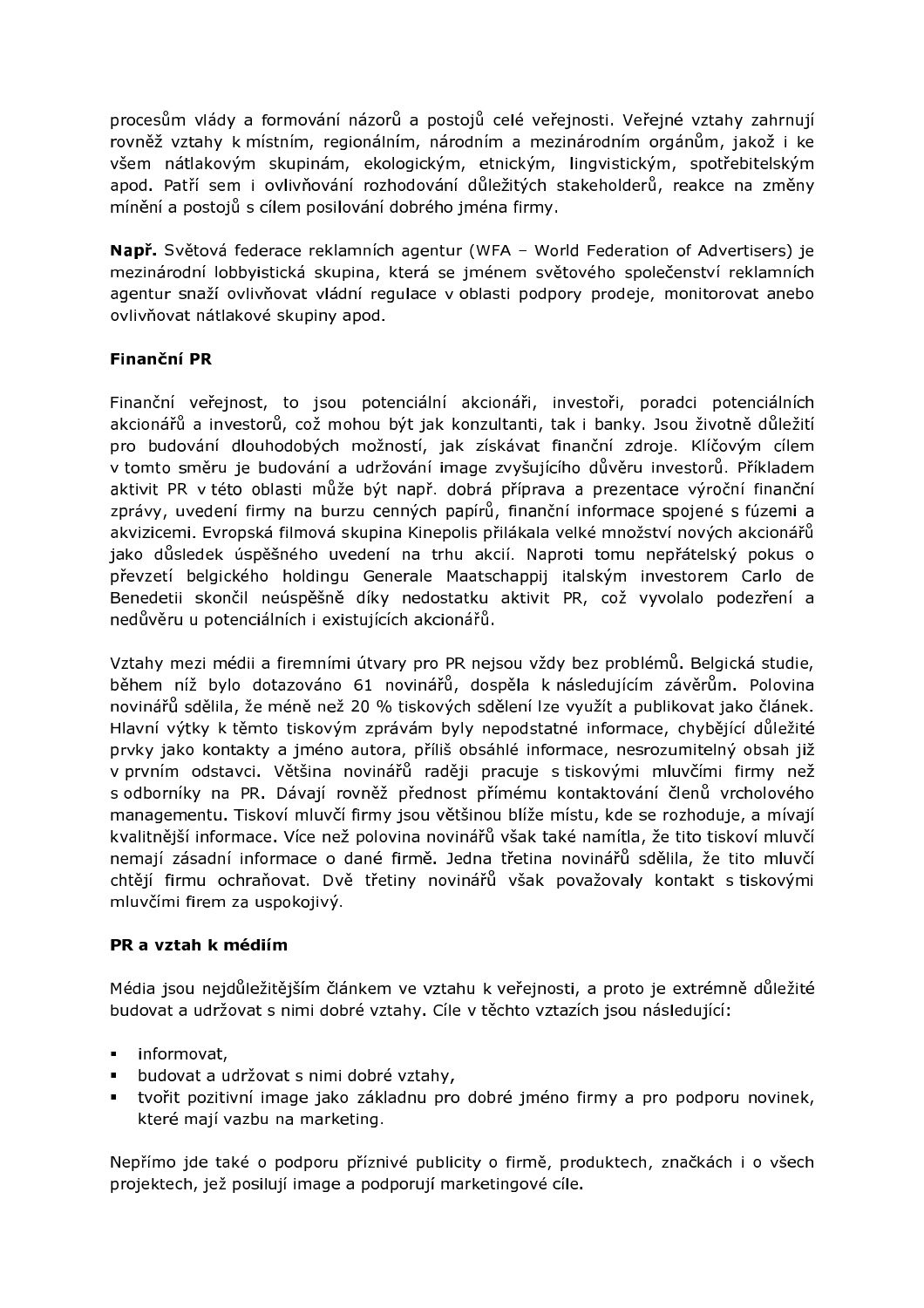procesům vlády a formování názorů a postojů celé veřejnosti. Veřejné vztahy zahrnují rovněž vztahy k místním, regionálním, národním a mezinárodním orgánům, jakož i ke všem nátlakovým skupinám, ekologickým, etnickým, lingvistickým, spotřebitelským apod. Patří sem i ovlivňování rozhodování důležitých stakeholderů, reakce na změny mínění a postojů s cílem posilování dobrého jména firmy.

**Např.** Světová federace reklamních agentur (WFA – World Federation of Advertisers) je mezinárodní lobbyistická skupina, která se jménem světového společenství reklamních agentur snaží ovlivňovat vládní regulace v oblasti podpory prodeje, monitorovat anebo ovlivňovat nátlakové skupiny apod.

**Finanční PR**

Finanční veřejnost, to jsou potenciální akcionáři, investoři, poradci potenciálních akcionářů a investorů, což mohou být jak konzultanti, tak i banky. Jsou životně důležití pro budování dlouhodobých možností, jak získávat finanční zdroje. Klíčovým cílem v tomto směru je budování a udržování image zvyšujícího důvěru investorů. Příkladem aktivit PR v této oblasti může být např. dobrá příprava a prezentace výroční finanční zprávy, uvedení firmy na burzu cenných papírů, finanční informace spojené s fúzemi a akvizicemi. Evropská filmová skupina Kinepolis přilákala velké množství nových akcionářů jako důsledek úspěšného uvedení na trhu akcií. Naproti tomu nepřátelský pokus o převzetí belgického holdingu Generale Maatschappij italským investorem Carlo de Benedetii skončil neúspěšně díky nedostatku aktivit PR, což vyvolalo podezření a nedůvěru u potenciálních i existujících akcionářů.

Vztahy mezi médii a firemními útvary pro PR nejsou vždy bez problémů. Belgická studie, během níž bylo dotazováno 61 novinářů, dospěla k následujícím závěrům. Polovina novinářů sdělila, že méně než 20 % tiskových sdělení lze využít a publikovat jako článek. Hlavní výtky k těmto tiskovým zprávám byly nepodstatné informace, chybějící důležité prvky jako kontakty a jméno autora, příliš obsáhlé informace, nesrozumitelný obsah již v prvním odstavci. Většina novinářů raději pracuje s tiskovými mluvčími firmy než s odborníky na PR. Dávají rovněž přednost přímému kontaktování členů vrcholového managementu. Tiskoví mluvčí firmy jsou většinou blíže místu, kde se rozhoduje, a mívají kvalitnější informace. Více než polovina novinářů však také namítla, že tito tiskoví mluvčí nemají zásadní informace o dané firmě. Jedna třetina novinářů sdělila, že tito mluvčí chtějí firmu ochraňovat. Dvě třetiny novinářů však považovaly kontakt s tiskovými mluvčími firem za uspokojivý.

**PR a vztah k médiím**

Média jsou nejdůležitějším článkem ve vztahu k veřejnosti, a proto je extrémně důležité budovat a udržovat s nimi dobré vztahy. Cíle v těchto vztazích jsou následující:

- informovat,
- budovat a udržovat s nimi dobré vztahy,
- tvořit pozitivní image jako základnu pro dobré jméno firmy a pro podporu novinek, které mají vazbu na marketing.

Nepřímo jde také o podporu příznivé publicity o firmě, produktech, značkách i o všech projektech, jež posilují image a podporují marketingové cíle.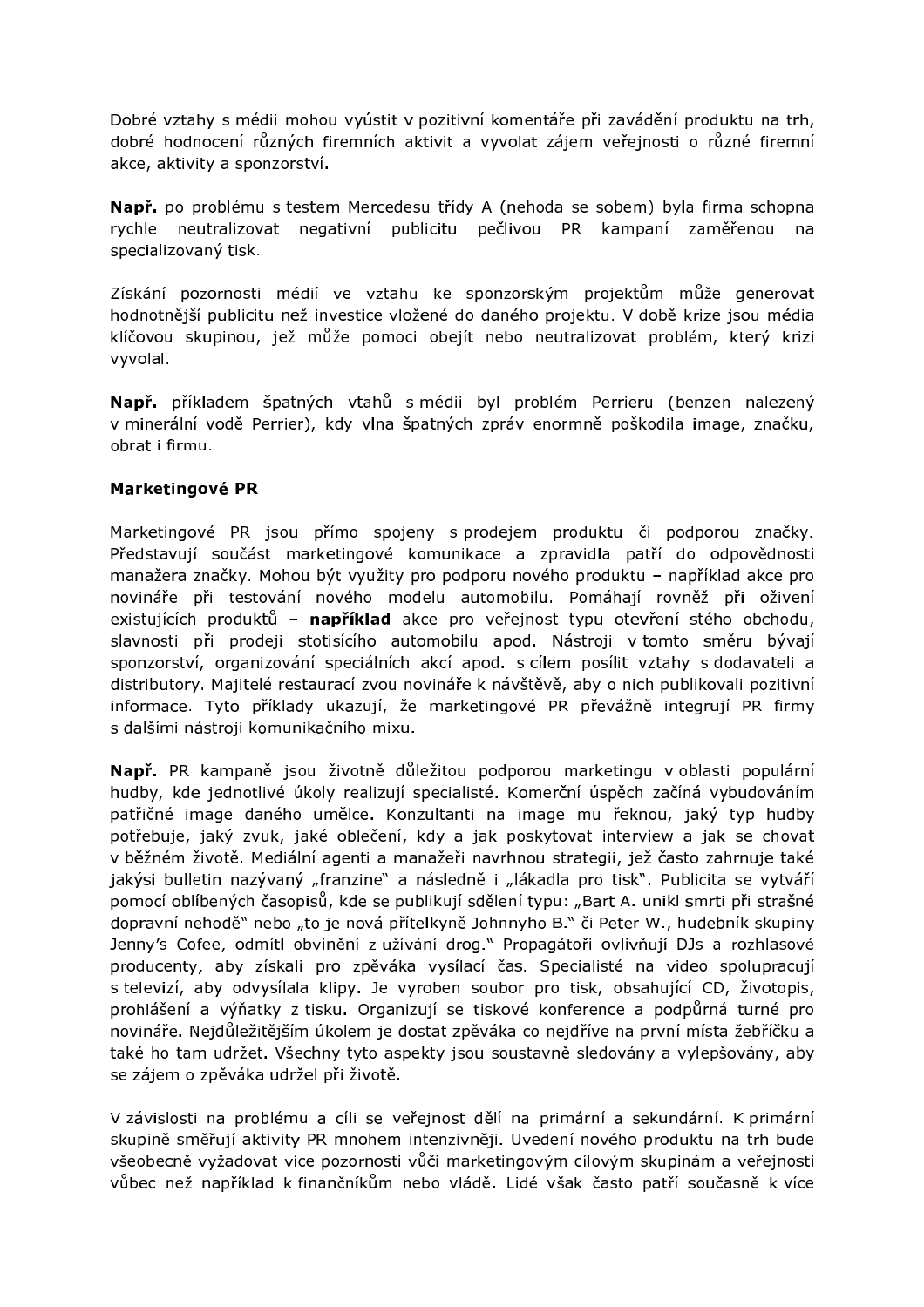Dobré vztahy s médii mohou vyústit v pozitivní komentáře při zavádění produktu na trh, dobré hodnocení různých firemních aktivit a vyvolat zájem veřejnosti o různé firemní akce, aktivity a sponzorství.

**Např.** po problému s testem Mercedesu třídy A (nehoda se sobem) byla firma schopna rychle neutralizovat negativní publicitu pečlivou PR kampaní zaměřenou na specializovaný tisk.

Získání pozornosti médií ve vztahu ke sponzorským projektům může generovat hodnotnější publicitu než investice vložené do daného projektu. V době krize jsou média klíčovou skupinou, jež může pomoci obejít nebo neutralizovat problém, který krizi vyvolal.

**Např.** příkladem špatných vtahů s médii byl problém Perrieru (benzen nalezený v minerální vodě Perrier), kdy vlna špatných zpráv enormně poškodila image, značku, obrat i firmu.

**Marketingové PR**

Marketingové PR jsou přímo spojeny s prodejem produktu či podporou značky. Představují součást marketingové komunikace a zpravidla patří do odpovědnosti manažera značky. Mohou být využity pro podporu nového produktu – například akce pro novináře při testování nového modelu automobilu. Pomáhají rovněž při oživení existujících produktů – **například** akce pro veřejnost typu otevření stého obchodu, slavnosti při prodeji stotisícího automobilu apod. Nástroji v tomto směru bývají sponzorství, organizování speciálních akcí apod. s cílem posílit vztahy s dodavateli a distributory. Majitelé restaurací zvou novináře k návštěvě, aby o nich publikovali pozitivní informace. Tyto příklady ukazují, že marketingové PR převážně integrují PR firmy s dalšími nástroji komunikačního mixu.

**Např.** PR kampaně jsou životně důležitou podporou marketingu v oblasti populární hudby, kde jednotlivé úkoly realizují specialisté. Komerční úspěch začíná vybudováním patřičné image daného umělce. Konzultanti na image mu řeknou, jaký typ hudby potřebuje, jaký zvuk, jaké oblečení, kdy a jak poskytovat interview a jak se chovat v běžném životě. Mediální agenti a manažeři navrhnou strategii, jež často zahrnuje také jakýsi bulletin nazývaný „franzine" a následně i „lákadla pro tisk". Publicita se vytváří pomocí oblíbených časopisů, kde se publikují sdělení typu: „Bart A. unikl smrti při strašné dopravní nehodě" nebo „to je nová přítelkyně Johnnyho B." či Peter W., hudebník skupiny Jenny's Cofee, odmítl obvinění z užívání drog." Propagátoři ovlivňují DJs a rozhlasové producenty, aby získali pro zpěváka vysílací čas. Specialisté na video spolupracují s televizí, aby odvysílala klipy. Je vyroben soubor pro tisk, obsahující CD, životopis, prohlášení a výňatky z tisku. Organizují se tiskové konference a podpůrná turné pro novináře. Nejdůležitějším úkolem je dostat zpěváka co nejdříve na první místa žebříčku a také ho tam udržet. Všechny tyto aspekty jsou soustavně sledovány a vylepšovány, aby se zájem o zpěváka udržel při životě.

V závislosti na problému a cíli se veřejnost dělí na primární a sekundární. K primární skupině směřují aktivity PR mnohem intenzivněji. Uvedení nového produktu na trh bude všeobecně vyžadovat více pozornosti vůči marketingovým cílovým skupinám a veřejnosti vůbec než například k finančníkům nebo vládě. Lidé však často patří současně k více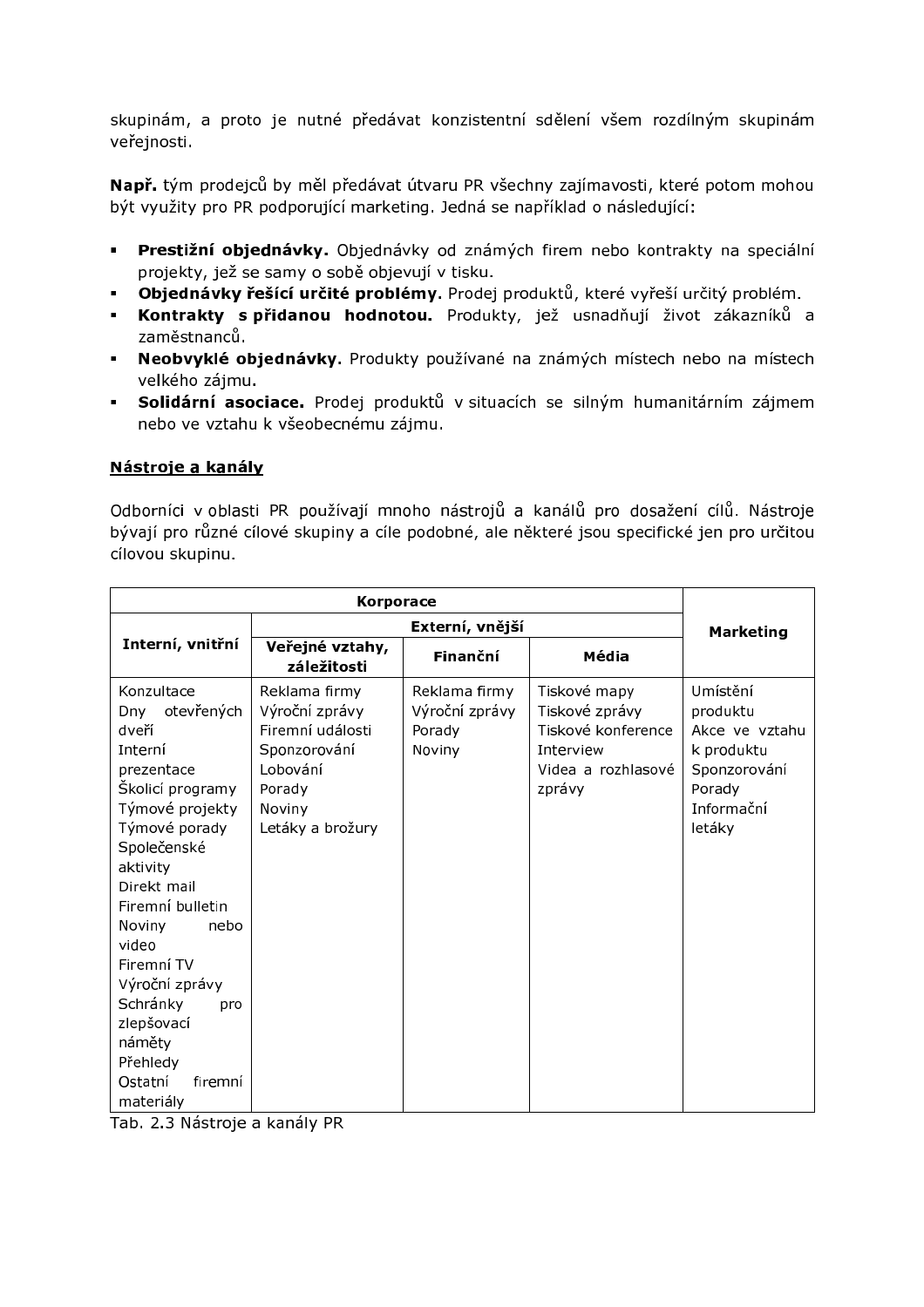skupinám, a proto je nutné předávat konzistentní sdělení všem rozdílným skupinám veřejnosti.

**Např.** tým prodejců by měl předávat útvaru PR všechny zajímavosti, které potom mohou být využity pro PR podporující marketing. Jedná se například o následující:

- **Prestižní objednávky.** Objednávky od známých firem nebo kontrakty na speciální projekty, jež se samy o sobě objevují v tisku.
- **Objednávky řešící určité problémy**. Prodej produktů, které vyřeší určitý problém.
- **Kontrakty s přidanou hodnotou.** Produkty, jež usnadňují život zákazníků a zaměstnanců.
- **Neobvyklé objednávky**. Produkty používané na známých místech nebo na místech velkého zájmu.
- **Solidární asociace.** Prodej produktů v situacích se silným humanitárním zájmem nebo ve vztahu k všeobecnému zájmu.

**Nástroje a kanály**

Odborníci v oblasti PR používají mnoho nástrojů a kanálů pro dosažení cílů. Nástroje bývají pro různé cílové skupiny a cíle podobné, ale některé jsou specifické jen pro určitou cílovou skupinu.

| Korporace | | | | Marketing |
|---|---|---|---|---|
| Interní, vnitřní | Externí, vnější | | | |
| | Veřejné vztahy, záležitosti | Finanční | Média | |
| Konzultace<br>Dny otevřených dveří<br>Interní prezentace<br>Školicí programy<br>Týmové projekty<br>Týmové porady<br>Společenské aktivity<br>Direkt mail<br>Firemní bulletin<br>Noviny nebo video<br>Firemní TV<br>Výroční zprávy<br>Schránky pro zlepšovací náměty<br>Přehledy<br>Ostatní firemní materiály | Reklama firmy<br>Výroční zprávy<br>Firemní události<br>Sponzorování<br>Lobování<br>Porady<br>Noviny<br>Letáky a brožury | Reklama firmy<br>Výroční zprávy<br>Porady<br>Noviny | Tiskové mapy<br>Tiskové zprávy<br>Tiskové konference<br>Interview<br>Videa a rozhlasové zprávy | Umístění produktu<br>Akce ve vztahu k produktu<br>Sponzorování<br>Porady<br>Informační letáky |

Tab. 2.3 Nástroje a kanály PR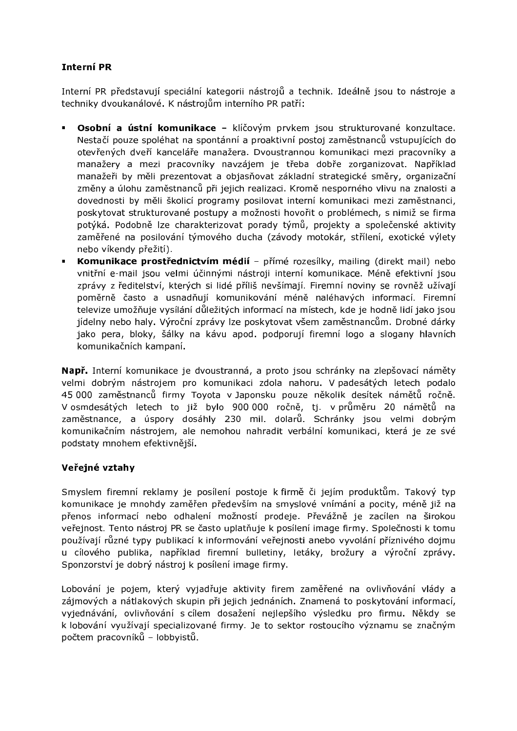**Interní PR**

Interní PR představují speciální kategorii nástrojů a technik. Ideálně jsou to nástroje a techniky dvoukanálové. K nástrojům interního PR patří:

- **Osobní a ústní komunikace –** klíčovým prvkem jsou strukturované konzultace. Nestačí pouze spoléhat na spontánní a proaktivní postoj zaměstnanců vstupujících do otevřených dveří kanceláře manažera. Dvoustrannou komunikaci mezi pracovníky a manažery a mezi pracovníky navzájem je třeba dobře zorganizovat. Například manažeři by měli prezentovat a objasňovat základní strategické směry, organizační změny a úlohu zaměstnanců při jejich realizaci. Kromě nesporného vlivu na znalosti a dovednosti by měli školicí programy posilovat interní komunikaci mezi zaměstnanci, poskytovat strukturované postupy a možnosti hovořit o problémech, s nimiž se firma potýká. Podobně lze charakterizovat porady týmů, projekty a společenské aktivity zaměřené na posilování týmového ducha (závody motokár, střílení, exotické výlety nebo víkendy přežití).
- **Komunikace prostřednictvím médií** – přímé rozesílky, mailing (direkt mail) nebo vnitřní e-mail jsou velmi účinnými nástroji interní komunikace. Méně efektivní jsou zprávy z ředitelství, kterých si lidé příliš nevšímají. Firemní noviny se rovněž užívají poměrně často a usnadňují komunikování méně naléhavých informací. Firemní televize umožňuje vysílání důležitých informací na místech, kde je hodně lidí jako jsou jídelny nebo haly. Výroční zprávy lze poskytovat všem zaměstnancům. Drobné dárky jako pera, bloky, šálky na kávu apod. podporují firemní logo a slogany hlavních komunikačních kampaní.

**Např.** Interní komunikace je dvoustranná, a proto jsou schránky na zlepšovací náměty velmi dobrým nástrojem pro komunikaci zdola nahoru. V padesátých letech podalo 45 000 zaměstnanců firmy Toyota v Japonsku pouze několik desítek námětů ročně. V osmdesátých letech to již bylo 900 000 ročně, tj. v průměru 20 námětů na zaměstnance, a úspory dosáhly 230 mil. dolarů. Schránky jsou velmi dobrým komunikačním nástrojem, ale nemohou nahradit verbální komunikaci, která je ze své podstaty mnohem efektivnější.

**Veřejné vztahy**

Smyslem firemní reklamy je posílení postoje k firmě či jejím produktům. Takový typ komunikace je mnohdy zaměřen především na smyslové vnímání a pocity, méně již na přenos informací nebo odhalení možností prodeje. Převážně je zacílen na širokou veřejnost. Tento nástroj PR se často uplatňuje k posílení image firmy. Společnosti k tomu používají různé typy publikací k informování veřejnosti anebo vyvolání příznivého dojmu u cílového publika, například firemní bulletiny, letáky, brožury a výroční zprávy. Sponzorství je dobrý nástroj k posílení image firmy.

Lobování je pojem, který vyjadřuje aktivity firem zaměřené na ovlivňování vlády a zájmových a nátlakových skupin při jejich jednáních. Znamená to poskytování informací, vyjednávání, ovlivňování s cílem dosažení nejlepšího výsledku pro firmu. Někdy se k lobování využívají specializované firmy. Je to sektor rostoucího významu se značným počtem pracovníků – lobbyistů.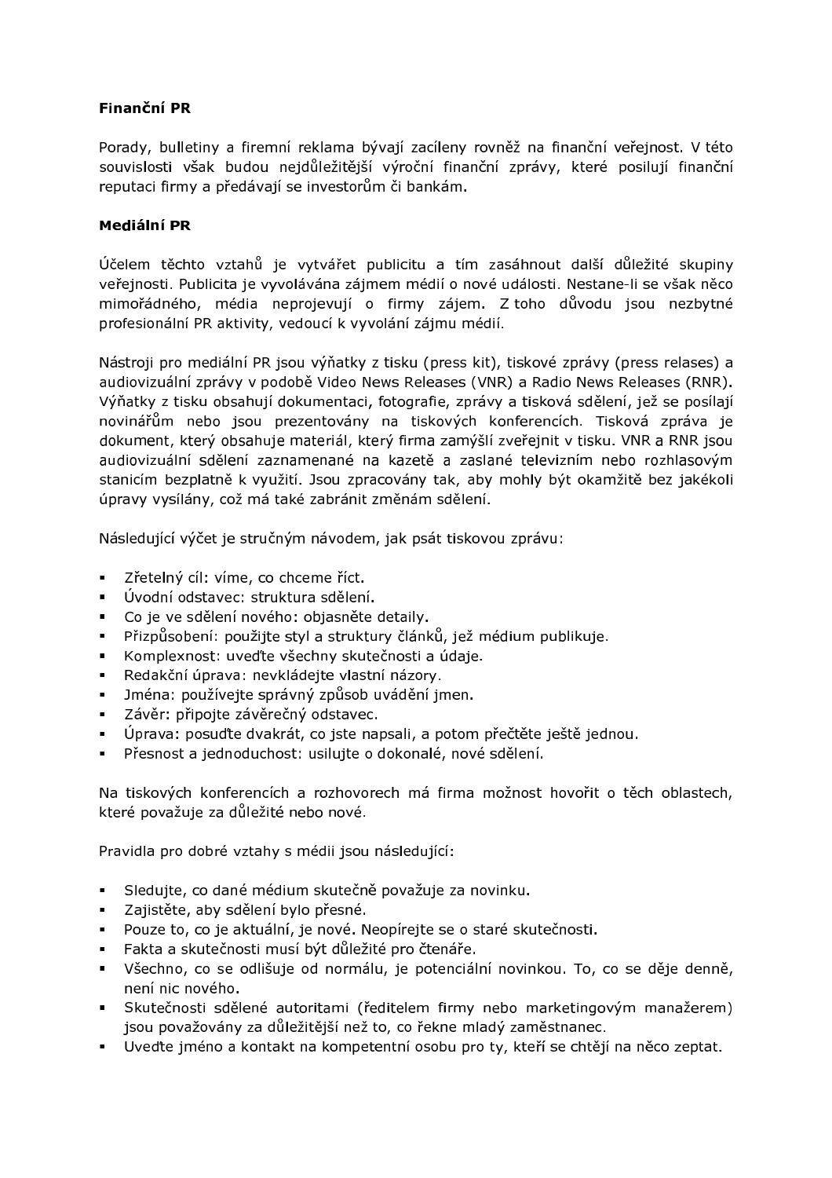**Finanční PR**

Porady, bulletiny a firemní reklama bývají zacíleny rovněž na finanční veřejnost. V této souvislosti však budou nejdůležitější výroční finanční zprávy, které posilují finanční reputaci firmy a předávají se investorům či bankám.

**Mediální PR**

Účelem těchto vztahů je vytvářet publicitu a tím zasáhnout další důležité skupiny veřejnosti. Publicita je vyvolávána zájmem médií o nové události. Nestane-li se však něco mimořádného, média neprojevují o firmy zájem. Z toho důvodu jsou nezbytné profesionální PR aktivity, vedoucí k vyvolání zájmu médií.

Nástroji pro mediální PR jsou výňatky z tisku (press kit), tiskové zprávy (press relases) a audiovizuální zprávy v podobě Video News Releases (VNR) a Radio News Releases (RNR). Výňatky z tisku obsahují dokumentaci, fotografie, zprávy a tisková sdělení, jež se posílají novinářům nebo jsou prezentovány na tiskových konferencích. Tisková zpráva je dokument, který obsahuje materiál, který firma zamýšlí zveřejnit v tisku. VNR a RNR jsou audiovizuální sdělení zaznamenané na kazetě a zaslané televizním nebo rozhlasovým stanicím bezplatně k využití. Jsou zpracovány tak, aby mohly být okamžitě bez jakékoli úpravy vysílány, což má také zabránit změnám sdělení.

Následující výčet je stručným návodem, jak psát tiskovou zprávu:

- Zřetelný cíl: víme, co chceme říct.
- Úvodní odstavec: struktura sdělení.
- Co je ve sdělení nového: objasněte detaily.
- Přizpůsobení: použijte styl a struktury článků, jež médium publikuje.
- Komplexnost: uveďte všechny skutečnosti a údaje.
- Redakční úprava: nevkládejte vlastní názory.
- Jména: používejte správný způsob uvádění jmen.
- Závěr: připojte závěrečný odstavec.
- Úprava: posuďte dvakrát, co jste napsali, a potom přečtěte ještě jednou.
- Přesnost a jednoduchost: usilujte o dokonalé, nové sdělení.

Na tiskových konferencích a rozhovorech má firma možnost hovořit o těch oblastech, které považuje za důležité nebo nové.

Pravidla pro dobré vztahy s médii jsou následující:

- Sledujte, co dané médium skutečně považuje za novinku.
- Zajistěte, aby sdělení bylo přesné.
- Pouze to, co je aktuální, je nové. Neopírejte se o staré skutečnosti.
- Fakta a skutečnosti musí být důležité pro čtenáře.
- Všechno, co se odlišuje od normálu, je potenciální novinkou. To, co se děje denně, není nic nového.
- Skutečnosti sdělené autoritami (ředitelem firmy nebo marketingovým manažerem) jsou považovány za důležitější než to, co řekne mladý zaměstnanec.
- Uveďte jméno a kontakt na kompetentní osobu pro ty, kteří se chtějí na něco zeptat.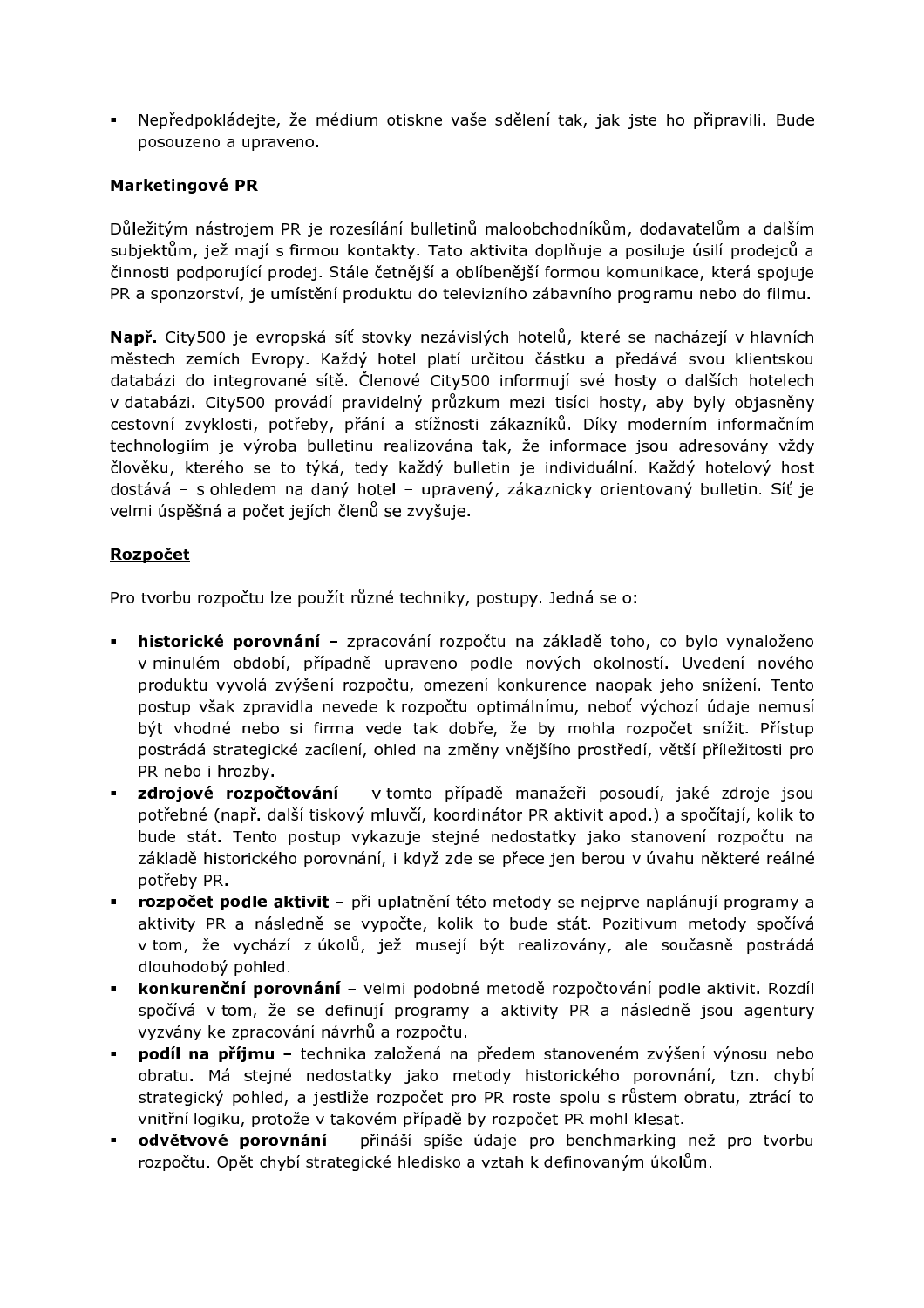- Nepředpokládejte, že médium otiskne vaše sdělení tak, jak jste ho připravili. Bude posouzeno a upraveno.

**Marketingové PR**

Důležitým nástrojem PR je rozesílání bulletinů maloobchodníkům, dodavatelům a dalším subjektům, jež mají s firmou kontakty. Tato aktivita doplňuje a posiluje úsilí prodejců a činnosti podporující prodej. Stále četnější a oblíbenější formou komunikace, která spojuje PR a sponzorství, je umístění produktu do televizního zábavního programu nebo do filmu.

**Např.** City500 je evropská síť stovky nezávislých hotelů, které se nacházejí v hlavních městech zemích Evropy. Každý hotel platí určitou částku a předává svou klientskou databázi do integrované sítě. Členové City500 informují své hosty o dalších hotelech v databázi. City500 provádí pravidelný průzkum mezi tisíci hosty, aby byly objasněny cestovní zvyklosti, potřeby, přání a stížnosti zákazníků. Díky moderním informačním technologiím je výroba bulletinu realizována tak, že informace jsou adresovány vždy člověku, kterého se to týká, tedy každý bulletin je individuální. Každý hotelový host dostává – s ohledem na daný hotel – upravený, zákaznicky orientovaný bulletin. Síť je velmi úspěšná a počet jejích členů se zvyšuje.

**Rozpočet**

Pro tvorbu rozpočtu lze použít různé techniky, postupy. Jedná se o:

- **historické porovnání –** zpracování rozpočtu na základě toho, co bylo vynaloženo v minulém období, případně upraveno podle nových okolností. Uvedení nového produktu vyvolá zvýšení rozpočtu, omezení konkurence naopak jeho snížení. Tento postup však zpravidla nevede k rozpočtu optimálnímu, neboť výchozí údaje nemusí být vhodné nebo si firma vede tak dobře, že by mohla rozpočet snížit. Přístup postrádá strategické zacílení, ohled na změny vnějšího prostředí, větší příležitosti pro PR nebo i hrozby.
- **zdrojové rozpočtování** – v tomto případě manažeři posoudí, jaké zdroje jsou potřebné (např. další tiskový mluvčí, koordinátor PR aktivit apod.) a spočítají, kolik to bude stát. Tento postup vykazuje stejné nedostatky jako stanovení rozpočtu na základě historického porovnání, i když zde se přece jen berou v úvahu některé reálné potřeby PR.
- **rozpočet podle aktivit** – při uplatnění této metody se nejprve naplánují programy a aktivity PR a následně se vypočte, kolik to bude stát. Pozitivum metody spočívá v tom, že vychází z úkolů, jež musejí být realizovány, ale současně postrádá dlouhodobý pohled.
- **konkurenční porovnání** – velmi podobné metodě rozpočtování podle aktivit. Rozdíl spočívá v tom, že se definují programy a aktivity PR a následně jsou agentury vyzvány ke zpracování návrhů a rozpočtu.
- **podíl na příjmu –** technika založená na předem stanoveném zvýšení výnosu nebo obratu. Má stejné nedostatky jako metody historického porovnání, tzn. chybí strategický pohled, a jestliže rozpočet pro PR roste spolu s růstem obratu, ztrácí to vnitřní logiku, protože v takovém případě by rozpočet PR mohl klesat.
- **odvětvové porovnání** – přináší spíše údaje pro benchmarking než pro tvorbu rozpočtu. Opět chybí strategické hledisko a vztah k definovaným úkolům.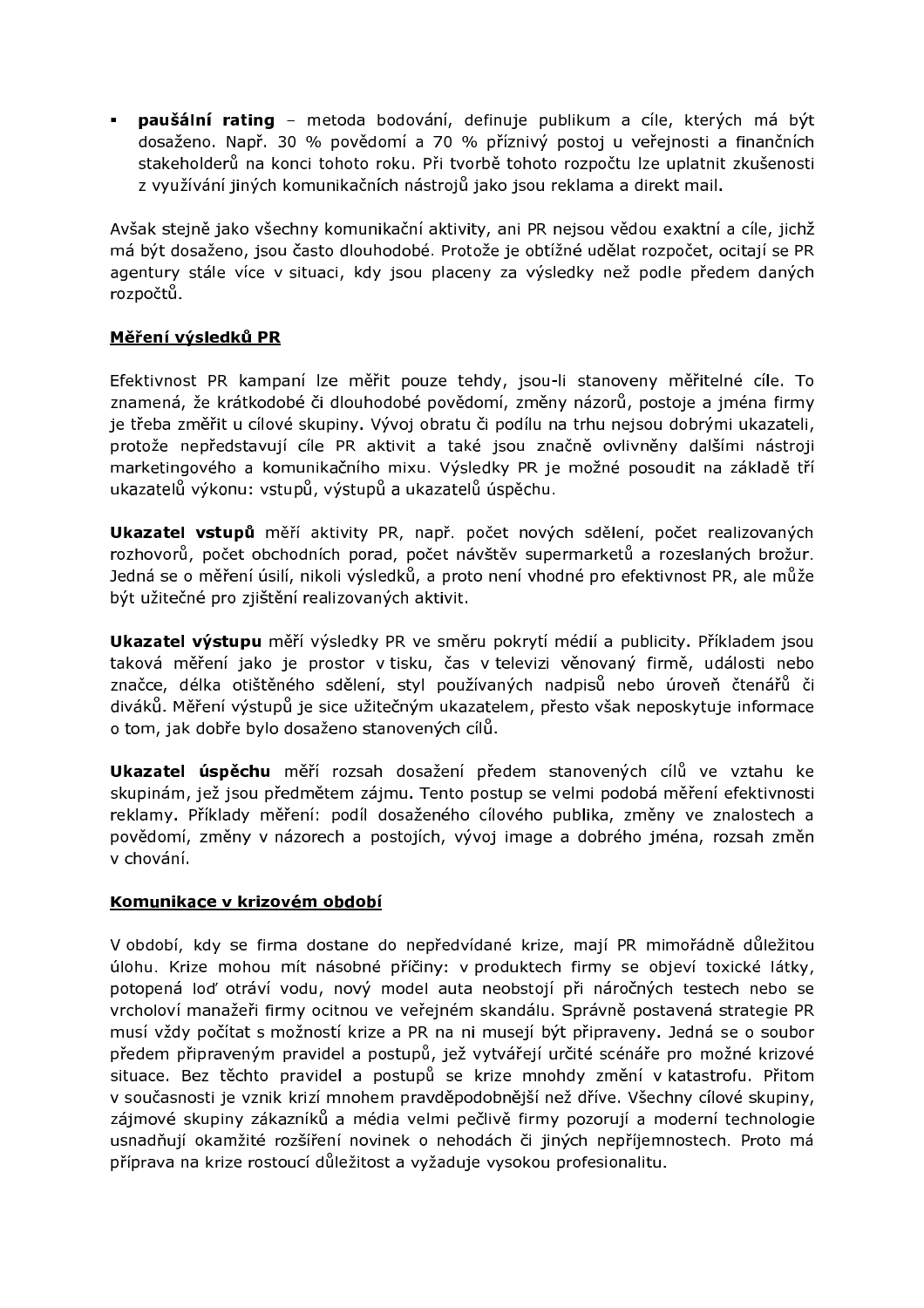- **paušální rating** – metoda bodování, definuje publikum a cíle, kterých má být dosaženo. Např. 30 % povědomí a 70 % příznivý postoj u veřejnosti a finančních stakeholderů na konci tohoto roku. Při tvorbě tohoto rozpočtu lze uplatnit zkušenosti z využívání jiných komunikačních nástrojů jako jsou reklama a direkt mail.

Avšak stejně jako všechny komunikační aktivity, ani PR nejsou vědou exaktní a cíle, jichž má být dosaženo, jsou často dlouhodobé. Protože je obtížné udělat rozpočet, ocitají se PR agentury stále více v situaci, kdy jsou placeny za výsledky než podle předem daných rozpočtů.

## Měření výsledků PR

Efektivnost PR kampaní lze měřit pouze tehdy, jsou-li stanoveny měřitelné cíle. To znamená, že krátkodobé či dlouhodobé povědomí, změny názorů, postoje a jména firmy je třeba změřit u cílové skupiny. Vývoj obratu či podílu na trhu nejsou dobrými ukazateli, protože nepředstavují cíle PR aktivit a také jsou značně ovlivněny dalšími nástroji marketingového a komunikačního mixu. Výsledky PR je možné posoudit na základě tří ukazatelů výkonu: vstupů, výstupů a ukazatelů úspěchu.

**Ukazatel vstupů** měří aktivity PR, např. počet nových sdělení, počet realizovaných rozhovorů, počet obchodních porad, počet návštěv supermarketů a rozeslaných brožur. Jedná se o měření úsilí, nikoli výsledků, a proto není vhodné pro efektivnost PR, ale může být užitečné pro zjištění realizovaných aktivit.

**Ukazatel výstupu** měří výsledky PR ve směru pokrytí médií a publicity. Příkladem jsou taková měření jako je prostor v tisku, čas v televizi věnovaný firmě, události nebo značce, délka otištěného sdělení, styl používaných nadpisů nebo úroveň čtenářů či diváků. Měření výstupů je sice užitečným ukazatelem, přesto však neposkytuje informace o tom, jak dobře bylo dosaženo stanovených cílů.

**Ukazatel úspěchu** měří rozsah dosažení předem stanovených cílů ve vztahu ke skupinám, jež jsou předmětem zájmu. Tento postup se velmi podobá měření efektivnosti reklamy. Příklady měření: podíl dosaženého cílového publika, změny ve znalostech a povědomí, změny v názorech a postojích, vývoj image a dobrého jména, rozsah změn v chování.

## Komunikace v krizovém období

V období, kdy se firma dostane do nepředvídané krize, mají PR mimořádně důležitou úlohu. Krize mohou mít násobné příčiny: v produktech firmy se objeví toxické látky, potopená loď otráví vodu, nový model auta neobstojí při náročných testech nebo se vrcholoví manažeři firmy ocitnou ve veřejném skandálu. Správně postavená strategie PR musí vždy počítat s možností krize a PR na ni musejí být připraveny. Jedná se o soubor předem připravených pravidel a postupů, jež vytvářejí určité scénáře pro možné krizové situace. Bez těchto pravidel a postupů se krize mnohdy změní v katastrofu. Přitom v současnosti je vznik krizí mnohem pravděpodobnější než dříve. Všechny cílové skupiny, zájmové skupiny zákazníků a média velmi pečlivě firmy pozorují a moderní technologie usnadňují okamžité rozšíření novinek o nehodách či jiných nepříjemnostech. Proto má příprava na krize rostoucí důležitost a vyžaduje vysokou profesionalitu.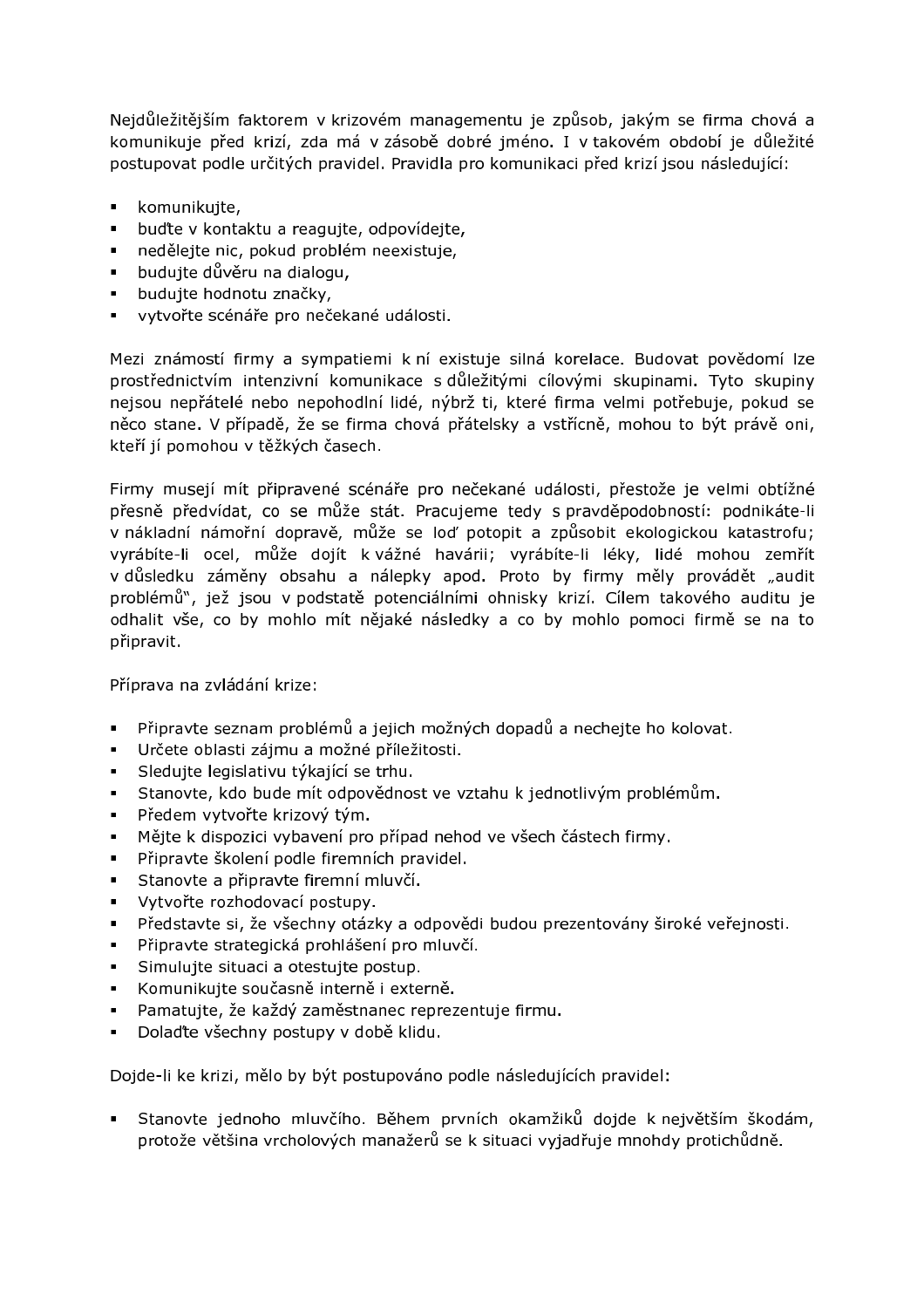Nejdůležitějším faktorem v krizovém managementu je způsob, jakým se firma chová a komunikuje před krizí, zda má v zásobě dobré jméno. I v takovém období je důležité postupovat podle určitých pravidel. Pravidla pro komunikaci před krizí jsou následující:

- komunikujte,
- buďte v kontaktu a reagujte, odpovídejte,
- nedělejte nic, pokud problém neexistuje,
- budujte důvěru na dialogu,
- budujte hodnotu značky,
- vytvořte scénáře pro nečekané události.

Mezi známostí firmy a sympatiemi k ní existuje silná korelace. Budovat povědomí lze prostřednictvím intenzivní komunikace s důležitými cílovými skupinami. Tyto skupiny nejsou nepřátelé nebo nepohodlní lidé, nýbrž ti, které firma velmi potřebuje, pokud se něco stane. V případě, že se firma chová přátelsky a vstřícně, mohou to být právě oni, kteří jí pomohou v těžkých časech.

Firmy musejí mít připravené scénáře pro nečekané události, přestože je velmi obtížné přesně předvídat, co se může stát. Pracujeme tedy s pravděpodobností: podnikáte-li v nákladní námořní dopravě, může se loď potopit a způsobit ekologickou katastrofu; vyrábíte-li ocel, může dojít k vážné havárii; vyrábíte-li léky, lidé mohou zemřít v důsledku záměny obsahu a nálepky apod. Proto by firmy měly provádět „audit problémů", jež jsou v podstatě potenciálními ohnisky krizí. Cílem takového auditu je odhalit vše, co by mohlo mít nějaké následky a co by mohlo pomoci firmě se na to připravit.

Příprava na zvládání krize:

- Připravte seznam problémů a jejich možných dopadů a nechejte ho kolovat.
- Určete oblasti zájmu a možné příležitosti.
- Sledujte legislativu týkající se trhu.
- Stanovte, kdo bude mít odpovědnost ve vztahu k jednotlivým problémům.
- Předem vytvořte krizový tým.
- Mějte k dispozici vybavení pro případ nehod ve všech částech firmy.
- Připravte školení podle firemních pravidel.
- Stanovte a připravte firemní mluvčí.
- Vytvořte rozhodovací postupy.
- Představte si, že všechny otázky a odpovědi budou prezentovány široké veřejnosti.
- Připravte strategická prohlášení pro mluvčí.
- Simulujte situaci a otestujte postup.
- Komunikujte současně interně i externě.
- Pamatujte, že každý zaměstnanec reprezentuje firmu.
- Dolaďte všechny postupy v době klidu.

Dojde-li ke krizi, mělo by být postupováno podle následujících pravidel:

- Stanovte jednoho mluvčího. Během prvních okamžiků dojde k největším škodám, protože většina vrcholových manažerů se k situaci vyjadřuje mnohdy protichůdně.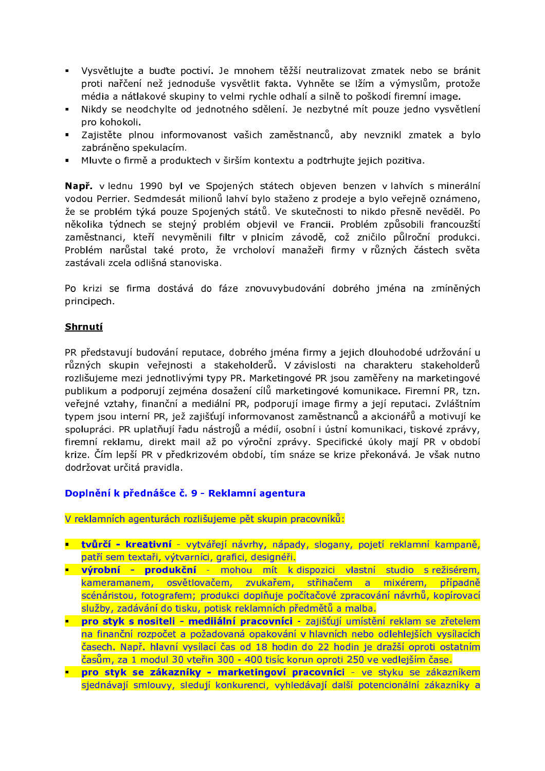- Vysvětlujte a buďte poctiví. Je mnohem těžší neutralizovat zmatek nebo se bránit proti nařčení než jednoduše vysvětlit fakta. Vyhněte se lžím a výmyslům, protože média a nátlakové skupiny to velmi rychle odhalí a silně to poškodí firemní image.
- Nikdy se neodchylte od jednotného sdělení. Je nezbytné mít pouze jedno vysvětlení pro kohokoli.
- Zajistěte plnou informovanost vašich zaměstnanců, aby nevznikl zmatek a bylo zabráněno spekulacím.
- Mluvte o firmě a produktech v širším kontextu a podtrhujte jejich pozitiva.

**Např.** v lednu 1990 byl ve Spojených státech objeven benzen v lahvích s minerální vodou Perrier. Sedmdesát milionů lahví bylo staženo z prodeje a bylo veřejně oznámeno, že se problém týká pouze Spojených států. Ve skutečnosti to nikdo přesně nevěděl. Po několika týdnech se stejný problém objevil ve Francii. Problém způsobili francouzští zaměstnanci, kteří nevyměnili filtr v plnicím závodě, což zničilo půlroční produkci. Problém narůstal také proto, že vrcholoví manažeři firmy v různých částech světa zastávali zcela odlišná stanoviska.

Po krizi se firma dostává do fáze znovuvybudování dobrého jména na zmíněných principech.

**Shrnutí**

PR představují budování reputace, dobrého jména firmy a jejich dlouhodobé udržování u různých skupin veřejnosti a stakeholderů. V závislosti na charakteru stakeholderů rozlišujeme mezi jednotlivými typy PR. Marketingové PR jsou zaměřeny na marketingové publikum a podporují zejména dosažení cílů marketingové komunikace. Firemní PR, tzn. veřejné vztahy, finanční a mediální PR, podporují image firmy a její reputaci. Zvláštním typem jsou interní PR, jež zajišťují informovanost zaměstnanců a akcionářů a motivují ke spolupráci. PR uplatňují řadu nástrojů a médií, osobní i ústní komunikaci, tiskové zprávy, firemní reklamu, direkt mail až po výroční zprávy. Specifické úkoly mají PR v období krize. Čím lepší PR v předkrizovém období, tím snáze se krize překonává. Je však nutno dodržovat určitá pravidla.

### Doplnění k přednášce č. 9 - Reklamní agentura

V reklamních agenturách rozlišujeme pět skupin pracovníků:

- **tvůrčí - kreativní** - vytvářejí návrhy, nápady, slogany, pojetí reklamní kampaně, patří sem textaři, výtvarníci, grafici, designéři.
- **výrobní - produkční** - mohou mít k dispozici vlastní studio s režisérem, kameramanem, osvětlovačem, zvukařem, střihačem a mixérem, případně scénáristou, fotografem; produkci doplňuje počítačové zpracování návrhů, kopírovací služby, zadávání do tisku, potisk reklamních předmětů a malba.
- **pro styk s nositeli - mediiální pracovníci** - zajišťují umístění reklam se zřetelem na finanční rozpočet a požadovaná opakování v hlavních nebo odlehlejších vysílacích časech. Např. hlavní vysílací čas od 18 hodin do 22 hodin je dražší oproti ostatním časům, za 1 modul 30 vteřin 300 - 400 tisíc korun oproti 250 ve vedlejším čase.
- **pro styk se zákazníky - marketingoví pracovníci** - ve styku se zákazníkem sjednávají smlouvy, sledují konkurenci, vyhledávají další potencionální zákazníky a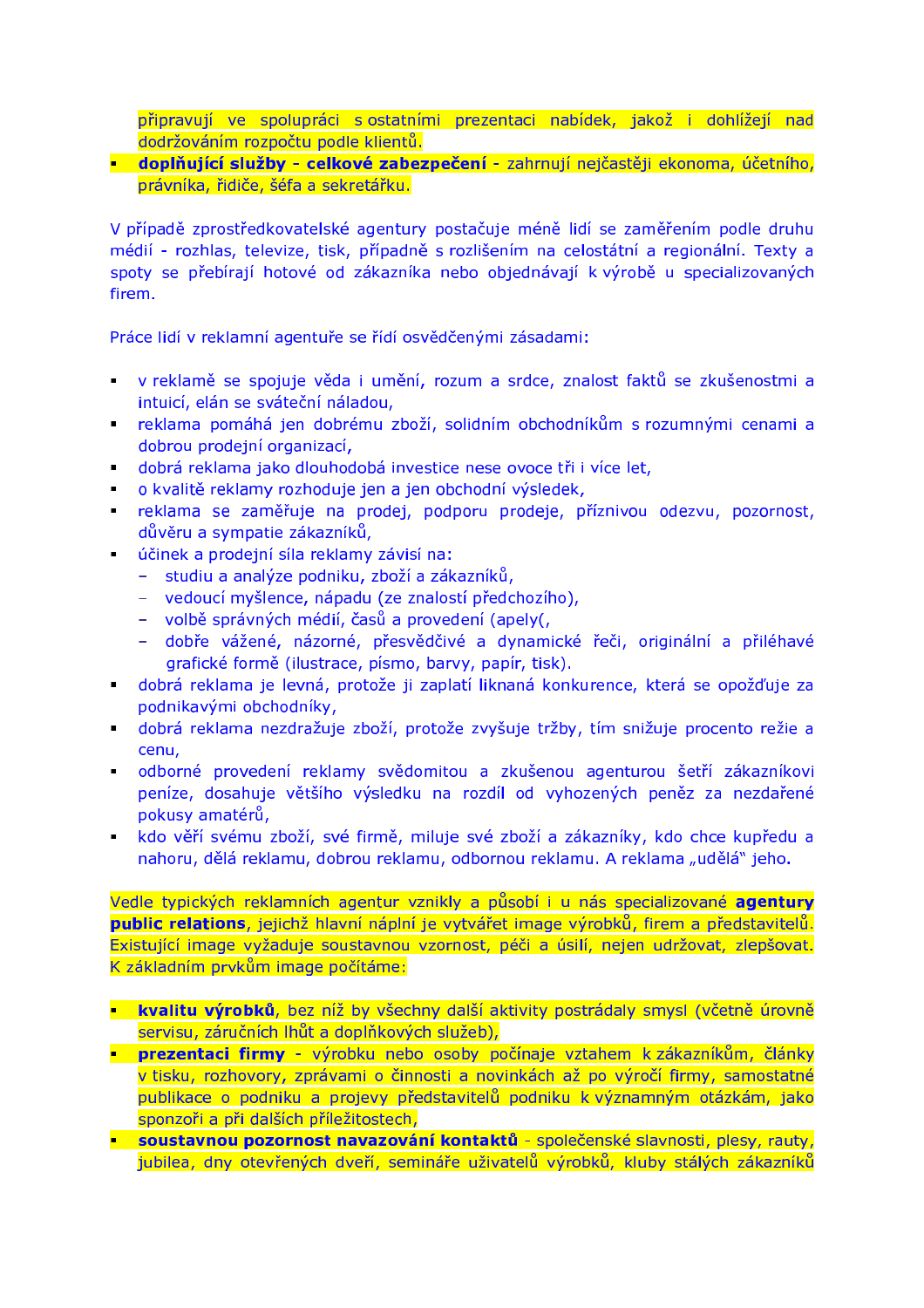připravují ve spolupráci s ostatními prezentaci nabídek, jakož i dohlížejí nad dodržováním rozpočtu podle klientů.

- **doplňující služby - celkové zabezpečení** - zahrnují nejčastěji ekonoma, účetního, právníka, řidiče, šéfa a sekretářku.

V případě zprostředkovatelské agentury postačuje méně lidí se zaměřením podle druhu médií - rozhlas, televize, tisk, případně s rozlišením na celostátní a regionální. Texty a spoty se přebírají hotové od zákazníka nebo objednávají k výrobě u specializovaných firem.

Práce lidí v reklamní agentuře se řídí osvědčenými zásadami:

- v reklamě se spojuje věda i umění, rozum a srdce, znalost faktů se zkušenostmi a intuicí, elán se sváteční náladou,
- reklama pomáhá jen dobrému zboží, solidním obchodníkům s rozumnými cenami a dobrou prodejní organizací,
- dobrá reklama jako dlouhodobá investice nese ovoce tři i více let,
- o kvalitě reklamy rozhoduje jen a jen obchodní výsledek,
- reklama se zaměřuje na prodej, podporu prodeje, příznivou odezvu, pozornost, důvěru a sympatie zákazníků,
- účinek a prodejní síla reklamy závisí na:
  - studiu a analýze podniku, zboží a zákazníků,
  - vedoucí myšlence, nápadu (ze znalostí předchozího),
  - volbě správných médií, časů a provedení (apely(,
  - dobře vážené, názorné, přesvědčivé a dynamické řeči, originální a přiléhavé grafické formě (ilustrace, písmo, barvy, papír, tisk).
- dobrá reklama je levná, protože ji zaplatí liknaná konkurence, která se opožďuje za podnikavými obchodníky,
- dobrá reklama nezdražuje zboží, protože zvyšuje tržby, tím snižuje procento režie a cenu,
- odborné provedení reklamy svědomitou a zkušenou agenturou šetří zákazníkovi peníze, dosahuje většího výsledku na rozdíl od vyhozených peněz za nezdařené pokusy amatérů,
- kdo věří svému zboží, své firmě, miluje své zboží a zákazníky, kdo chce kupředu a nahoru, dělá reklamu, dobrou reklamu, odbornou reklamu. A reklama „udělá" jeho.

Vedle typických reklamních agentur vznikly a působí i u nás specializované **agentury public relations**, jejichž hlavní náplní je vytvářet image výrobků, firem a představitelů. Existující image vyžaduje soustavnou vzornost, péči a úsilí, nejen udržovat, zlepšovat. K základním prvkům image počítáme:

- **kvalitu výrobků**, bez níž by všechny další aktivity postrádaly smysl (včetně úrovně servisu, záručních lhůt a doplňkových služeb),
- **prezentaci firmy** - výrobku nebo osoby počínaje vztahem k zákazníkům, články v tisku, rozhovory, zprávami o činnosti a novinkách až po výročí firmy, samostatné publikace o podniku a projevy představitelů podniku k významným otázkám, jako sponzoři a při dalších příležitostech,
- **soustavnou pozornost navazování kontaktů** - společenské slavnosti, plesy, rauty, jubilea, dny otevřených dveří, semináře uživatelů výrobků, kluby stálých zákazníků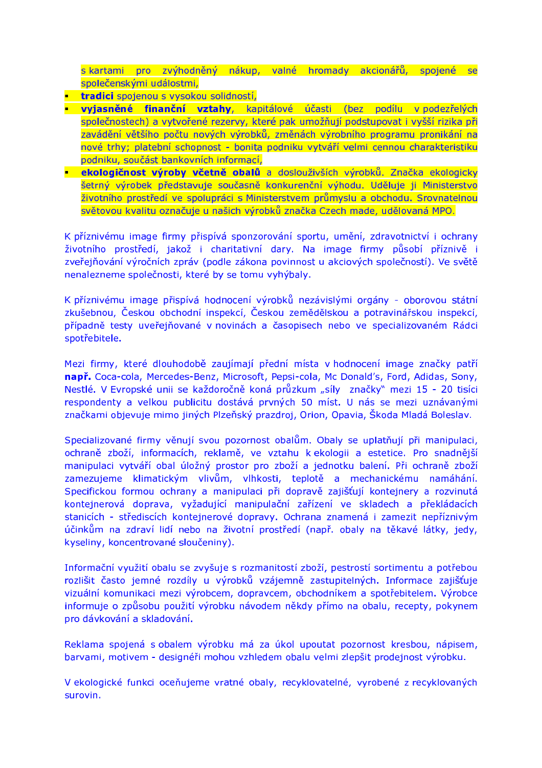s kartami pro zvýhodněný nákup, valné hromady akcionářů, spojené se společenskými událostmi,

- **tradicí** spojenou s vysokou solidností,
- **vyjasněné finanční vztahy**, kapitálové účasti (bez podílu v podezřelých společnostech) a vytvořené rezervy, které pak umožňují podstupovat i vyšší rizika při zavádění většího počtu nových výrobků, změnách výrobního programu pronikání na nové trhy; platební schopnost - bonita podniku vytváří velmi cennou charakteristiku podniku, součást bankovních informací,
- **ekologičnost výroby včetně obalů** a dosloužívších výrobků. Značka ekologicky šetrný výrobek představuje současně konkurenční výhodu. Uděluje ji Ministerstvo životního prostředí ve spolupráci s Ministerstvem průmyslu a obchodu. Srovnatelnou světovou kvalitu označuje u našich výrobků značka Czech made, udělovaná MPO.

K příznivému image firmy přispívá sponzorování sportu, umění, zdravotnictví i ochrany životního prostředí, jakož i charitativní dary. Na image firmy působí příznivě i zveřejňování výročních zpráv (podle zákona povinnost u akciových společností). Ve světě nenalezneme společnosti, které by se tomu vyhýbaly.

K příznivému image přispívá hodnocení výrobků nezávislými orgány - oborovou státní zkušebnou, Českou obchodní inspekcí, Českou zemědělskou a potravinářskou inspekcí, případně testy uveřejňované v novinách a časopisech nebo ve specializovaném Rádci spotřebitele.

Mezi firmy, které dlouhodobě zaujímají přední místa v hodnocení image značky patří **např.** Coca-cola, Mercedes-Benz, Microsoft, Pepsi-cola, Mc Donald's, Ford, Adidas, Sony, Nestlé. V Evropské unii se každoročně koná průzkum „síly značky" mezi 15 - 20 tisíci respondenty a velkou publicitu dostává prvních 50 míst. U nás se mezi uznávanými značkami objevuje mimo jiných Plzeňský prazdroj, Orion, Opavia, Škoda Mladá Boleslav.

Specializované firmy věnují svou pozornost obalům. Obaly se uplatňují při manipulaci, ochraně zboží, informacích, reklamě, ve vztahu k ekologii a estetice. Pro snadnější manipulaci vytváří obal úložný prostor pro zboží a jednotku balení. Při ochraně zboží zamezujeme klimatickým vlivům, vlhkosti, teplotě a mechanickému namáhání. Specifickou formou ochrany a manipulací při dopravě zajišťují kontejnery a rozvinutá kontejnerová doprava, vyžadující manipulační zařízení ve skladech a překládacích stanicích - střediscích kontejnerové dopravy. Ochrana znamená i zamezit nepříznivým účinkům na zdraví lidí nebo na životní prostředí (např. obaly na těkavé látky, jedy, kyseliny, koncentrované sloučeniny).

Informační využití obalu se zvyšuje s rozmanitostí zboží, pestrostí sortimentu a potřebou rozlišit často jemné rozdíly u výrobků vzájemně zastupitelných. Informace zajišťuje vizuální komunikaci mezi výrobcem, dopravcem, obchodníkem a spotřebitelem. Výrobce informuje o způsobu použití výrobku návodem někdy přímo na obalu, recepty, pokynem pro dávkování a skladování.

Reklama spojená s obalem výrobku má za úkol upoutat pozornost kresbou, nápisem, barvami, motivem - designéři mohou vzhledem obalu velmi zlepšit prodejnost výrobku.

V ekologické funkci oceňujeme vratné obaly, recyklovatelné, vyrobené z recyklovaných surovin.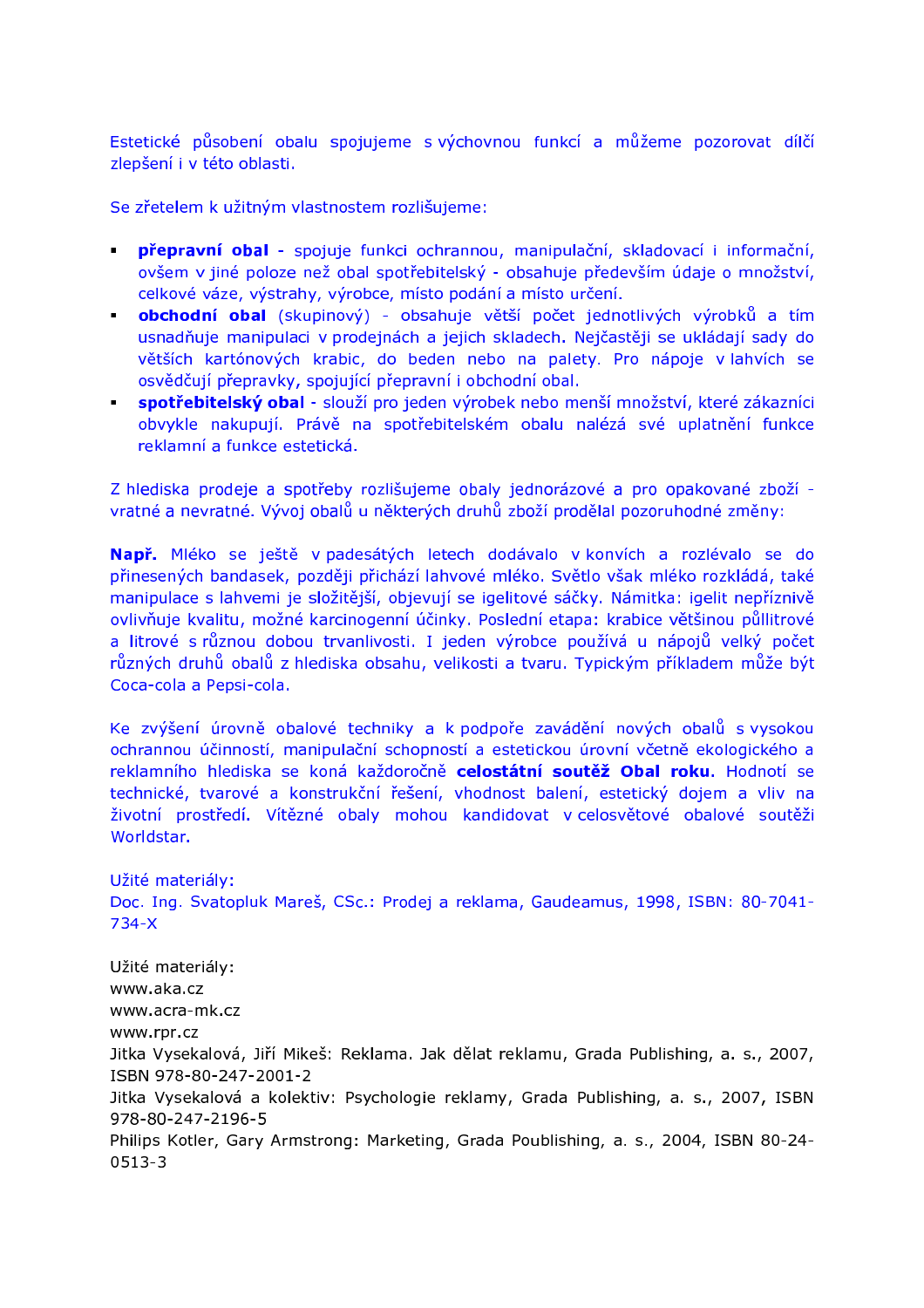Estetické působení obalu spojujeme s výchovnou funkcí a můžeme pozorovat dílčí zlepšení i v této oblasti.

Se zřetelem k užitným vlastnostem rozlišujeme:

- **přepravní obal -** spojuje funkci ochrannou, manipulační, skladovací i informační, ovšem v jiné poloze než obal spotřebitelský - obsahuje především údaje o množství, celkové váze, výstrahy, výrobce, místo podání a místo určení.
- **obchodní obal** (skupinový) - obsahuje větší počet jednotlivých výrobků a tím usnadňuje manipulaci v prodejnách a jejich skladech. Nejčastěji se ukládají sady do větších kartónových krabic, do beden nebo na palety. Pro nápoje v lahvích se osvědčují přepravky, spojující přepravní i obchodní obal.
- **spotřebitelský obal** - slouží pro jeden výrobek nebo menší množství, které zákazníci obvykle nakupují. Právě na spotřebitelském obalu nalézá své uplatnění funkce reklamní a funkce estetická.

Z hlediska prodeje a spotřeby rozlišujeme obaly jednorázové a pro opakované zboží - vratné a nevratné. Vývoj obalů u některých druhů zboží prodělal pozoruhodné změny:

**Např.** Mléko se ještě v padesátých letech dodávalo v konvích a rozlévalo se do přinesených bandasek, později přichází lahvové mléko. Světlo však mléko rozkládá, také manipulace s lahvemi je složitější, objevují se igelitové sáčky. Námitka: igelit nepříznivě ovlivňuje kvalitu, možné karcinogenní účinky. Poslední etapa: krabice většinou půllitrové a litrové s různou dobou trvanlivosti. I jeden výrobce používá u nápojů velký počet různých druhů obalů z hlediska obsahu, velikosti a tvaru. Typickým příkladem může být Coca-cola a Pepsi-cola.

Ke zvýšení úrovně obalové techniky a k podpoře zavádění nových obalů s vysokou ochrannou účinností, manipulační schopností a estetickou úrovní včetně ekologického a reklamního hlediska se koná každoročně **celostátní soutěž Obal roku.** Hodnotí se technické, tvarové a konstrukční řešení, vhodnost balení, estetický dojem a vliv na životní prostředí. Vítězné obaly mohou kandidovat v celosvětové obalové soutěži Worldstar.

Užité materiály:
Doc. Ing. Svatopluk Mareš, CSc.: Prodej a reklama, Gaudeamus, 1998, ISBN: 80-7041-734-X

Užité materiály:
www.aka.cz
www.acra-mk.cz
www.rpr.cz
Jitka Vysekalová, Jiří Mikeš: Reklama. Jak dělat reklamu, Grada Publishing, a. s., 2007, ISBN 978-80-247-2001-2
Jitka Vysekalová a kolektiv: Psychologie reklamy, Grada Publishing, a. s., 2007, ISBN 978-80-247-2196-5
Philips Kotler, Gary Armstrong: Marketing, Grada Poublishing, a. s., 2004, ISBN 80-24-0513-3